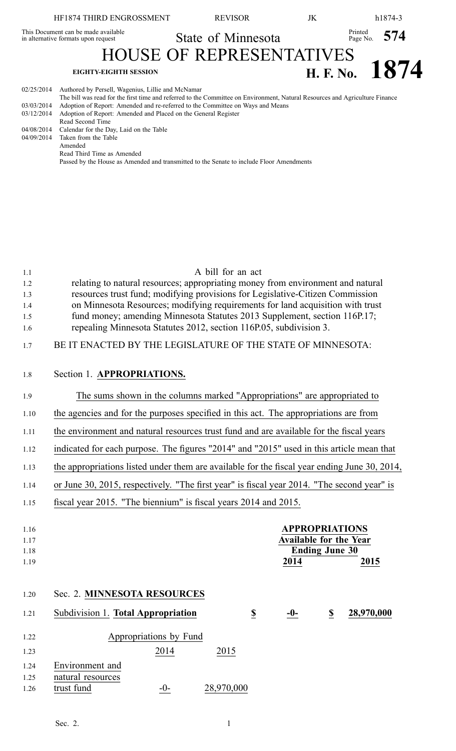This Document can be made available in alternative formats upon request

State of Minnesota

# HOUSE OF REPRESENTATIVES

**EIGHTY-EIGHTH SESSION**

**H. F. No. 1874**

02/25/2014 Authored by Persell, Wagenius, Lillie and McNamar
The bill was read for the first time and referred to the Committee on Environment, Natural Resources and Agriculture Finance
03/03/2014 Adoption of Report: Amended and re-referred to the Committee on Ways and Means
03/12/2014 Adoption of Report: Amended and Placed on the General Register
Read Second Time
04/08/2014 Calendar for the Day, Laid on the Table
04/09/2014 Taken from the Table
Amended
Read Third Time as Amended
Passed by the House as Amended and transmitted to the Senate to include Floor Amendments

A bill for an act
relating to natural resources; appropriating money from environment and natural resources trust fund; modifying provisions for Legislative-Citizen Commission on Minnesota Resources; modifying requirements for land acquisition with trust fund money; amending Minnesota Statutes 2013 Supplement, section 116P.17; repealing Minnesota Statutes 2012, section 116P.05, subdivision 3.

BE IT ENACTED BY THE LEGISLATURE OF THE STATE OF MINNESOTA:

Section 1. **APPROPRIATIONS.**

The sums shown in the columns marked "Appropriations" are appropriated to the agencies and for the purposes specified in this act. The appropriations are from the environment and natural resources trust fund and are available for the fiscal years indicated for each purpose. The figures "2014" and "2015" used in this article mean that the appropriations listed under them are available for the fiscal year ending June 30, 2014, or June 30, 2015, respectively. "The first year" is fiscal year 2014. "The second year" is fiscal year 2015. "The biennium" is fiscal years 2014 and 2015.

| | APPROPRIATIONS Available for the Year Ending June 30 | |
|---|---|---|
| | 2014 | 2015 |

Sec. 2. **MINNESOTA RESOURCES**

| | | |
|---|---|---|
| Subdivision 1. **Total Appropriation** | $ -0- | $ 28,970,000 |

| Appropriations by Fund | 2014 | 2015 |
|---|---|---|
| Environment and natural resources trust fund | -0- | 28,970,000 |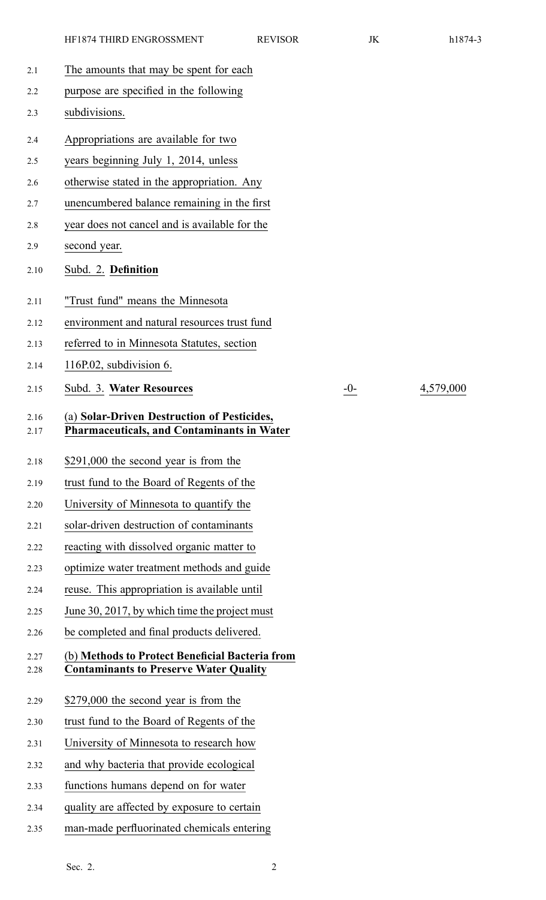The amounts that may be spent for each purpose are specified in the following subdivisions.

Appropriations are available for two years beginning July 1, 2014, unless otherwise stated in the appropriation. Any unencumbered balance remaining in the first year does not cancel and is available for the second year.

Subd. 2. **Definition**

"Trust fund" means the Minnesota environment and natural resources trust fund referred to in Minnesota Statutes, section 116P.02, subdivision 6.

| Subd. 3. **Water Resources** | -0- | 4,579,000 |
|---|---|---|

(a) **Solar-Driven Destruction of Pesticides, Pharmaceuticals, and Contaminants in Water**

$291,000 the second year is from the trust fund to the Board of Regents of the University of Minnesota to quantify the solar-driven destruction of contaminants reacting with dissolved organic matter to optimize water treatment methods and guide reuse. This appropriation is available until June 30, 2017, by which time the project must be completed and final products delivered.

(b) **Methods to Protect Beneficial Bacteria from Contaminants to Preserve Water Quality**

$279,000 the second year is from the trust fund to the Board of Regents of the University of Minnesota to research how and why bacteria that provide ecological functions humans depend on for water quality are affected by exposure to certain man-made perfluorinated chemicals entering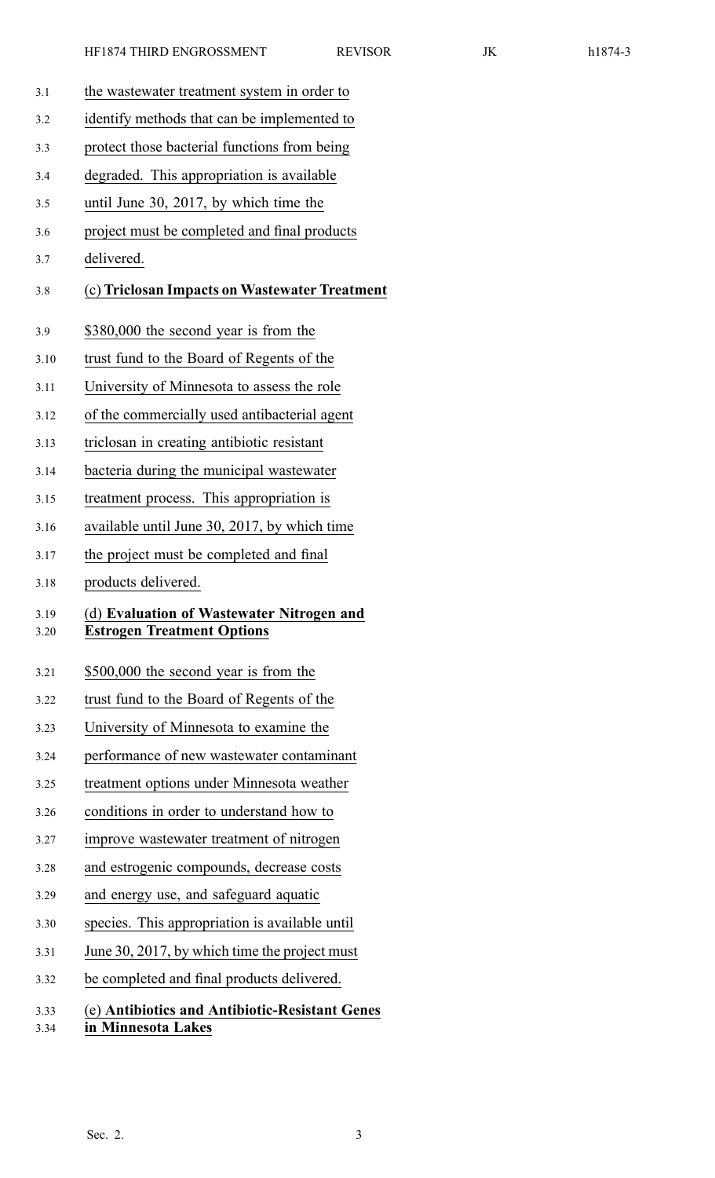the wastewater treatment system in order to identify methods that can be implemented to protect those bacterial functions from being degraded. This appropriation is available until June 30, 2017, by which time the project must be completed and final products delivered.

(c) **Triclosan Impacts on Wastewater Treatment**

$380,000 the second year is from the trust fund to the Board of Regents of the University of Minnesota to assess the role of the commercially used antibacterial agent triclosan in creating antibiotic resistant bacteria during the municipal wastewater treatment process. This appropriation is available until June 30, 2017, by which time the project must be completed and final products delivered.

(d) **Evaluation of Wastewater Nitrogen and Estrogen Treatment Options**

$500,000 the second year is from the trust fund to the Board of Regents of the University of Minnesota to examine the performance of new wastewater contaminant treatment options under Minnesota weather conditions in order to understand how to improve wastewater treatment of nitrogen and estrogenic compounds, decrease costs and energy use, and safeguard aquatic species. This appropriation is available until June 30, 2017, by which time the project must be completed and final products delivered.

(e) **Antibiotics and Antibiotic-Resistant Genes in Minnesota Lakes**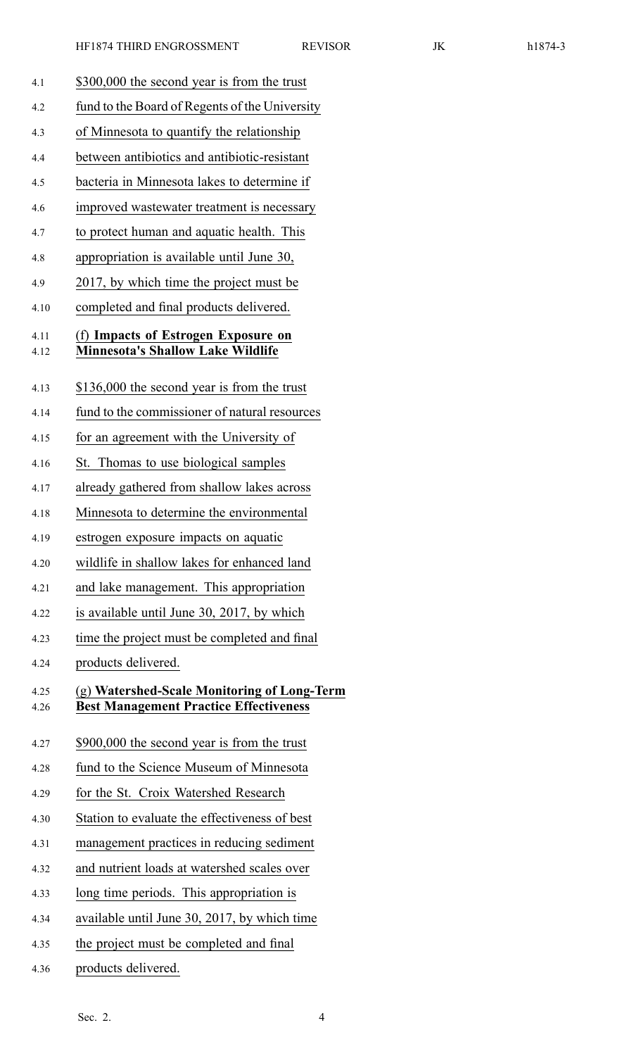$300,000 the second year is from the trust fund to the Board of Regents of the University of Minnesota to quantify the relationship between antibiotics and antibiotic-resistant bacteria in Minnesota lakes to determine if improved wastewater treatment is necessary to protect human and aquatic health. This appropriation is available until June 30, 2017, by which time the project must be completed and final products delivered.

(f) **Impacts of Estrogen Exposure on Minnesota's Shallow Lake Wildlife**

$136,000 the second year is from the trust fund to the commissioner of natural resources for an agreement with the University of St. Thomas to use biological samples already gathered from shallow lakes across Minnesota to determine the environmental estrogen exposure impacts on aquatic wildlife in shallow lakes for enhanced land and lake management. This appropriation is available until June 30, 2017, by which time the project must be completed and final products delivered.

(g) **Watershed-Scale Monitoring of Long-Term Best Management Practice Effectiveness**

$900,000 the second year is from the trust fund to the Science Museum of Minnesota for the St. Croix Watershed Research Station to evaluate the effectiveness of best management practices in reducing sediment and nutrient loads at watershed scales over long time periods. This appropriation is available until June 30, 2017, by which time the project must be completed and final products delivered.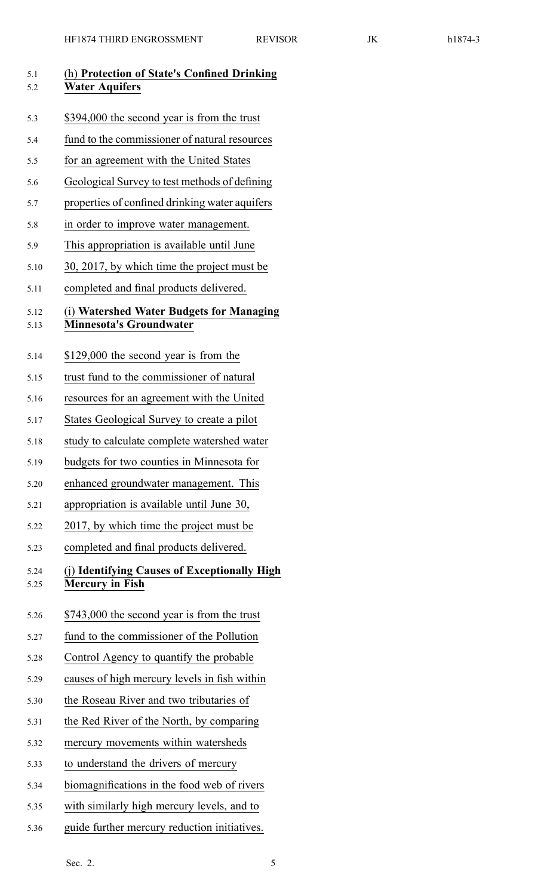(h) **Protection of State's Confined Drinking Water Aquifers**

$394,000 the second year is from the trust fund to the commissioner of natural resources for an agreement with the United States Geological Survey to test methods of defining properties of confined drinking water aquifers in order to improve water management. This appropriation is available until June 30, 2017, by which time the project must be completed and final products delivered.

(i) **Watershed Water Budgets for Managing Minnesota's Groundwater**

$129,000 the second year is from the trust fund to the commissioner of natural resources for an agreement with the United States Geological Survey to create a pilot study to calculate complete watershed water budgets for two counties in Minnesota for enhanced groundwater management. This appropriation is available until June 30, 2017, by which time the project must be completed and final products delivered.

(j) **Identifying Causes of Exceptionally High Mercury in Fish**

$743,000 the second year is from the trust fund to the commissioner of the Pollution Control Agency to quantify the probable causes of high mercury levels in fish within the Roseau River and two tributaries of the Red River of the North, by comparing mercury movements within watersheds to understand the drivers of mercury biomagnifications in the food web of rivers with similarly high mercury levels, and to guide further mercury reduction initiatives.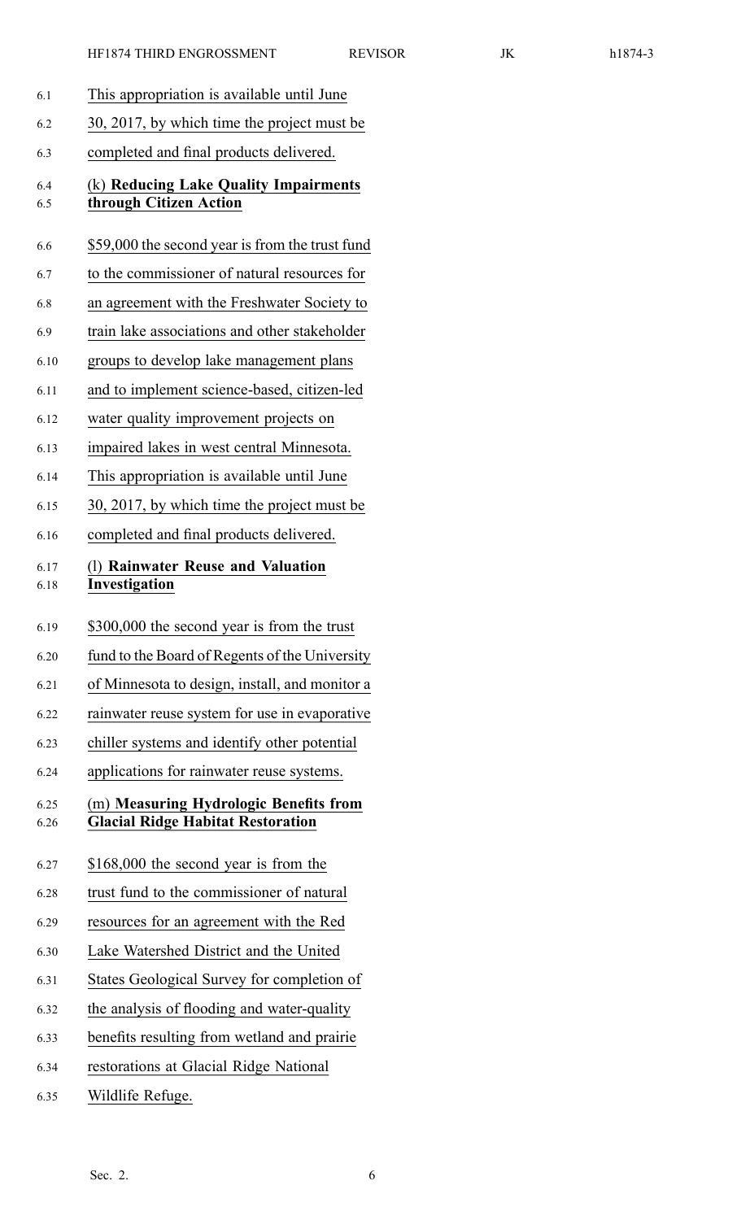This appropriation is available until June 30, 2017, by which time the project must be completed and final products delivered.

(k) **Reducing Lake Quality Impairments through Citizen Action**

$59,000 the second year is from the trust fund to the commissioner of natural resources for an agreement with the Freshwater Society to train lake associations and other stakeholder groups to develop lake management plans and to implement science-based, citizen-led water quality improvement projects on impaired lakes in west central Minnesota. This appropriation is available until June 30, 2017, by which time the project must be completed and final products delivered.

(l) **Rainwater Reuse and Valuation Investigation**

$300,000 the second year is from the trust fund to the Board of Regents of the University of Minnesota to design, install, and monitor a rainwater reuse system for use in evaporative chiller systems and identify other potential applications for rainwater reuse systems.

(m) **Measuring Hydrologic Benefits from Glacial Ridge Habitat Restoration**

$168,000 the second year is from the trust fund to the commissioner of natural resources for an agreement with the Red Lake Watershed District and the United States Geological Survey for completion of the analysis of flooding and water-quality benefits resulting from wetland and prairie restorations at Glacial Ridge National Wildlife Refuge.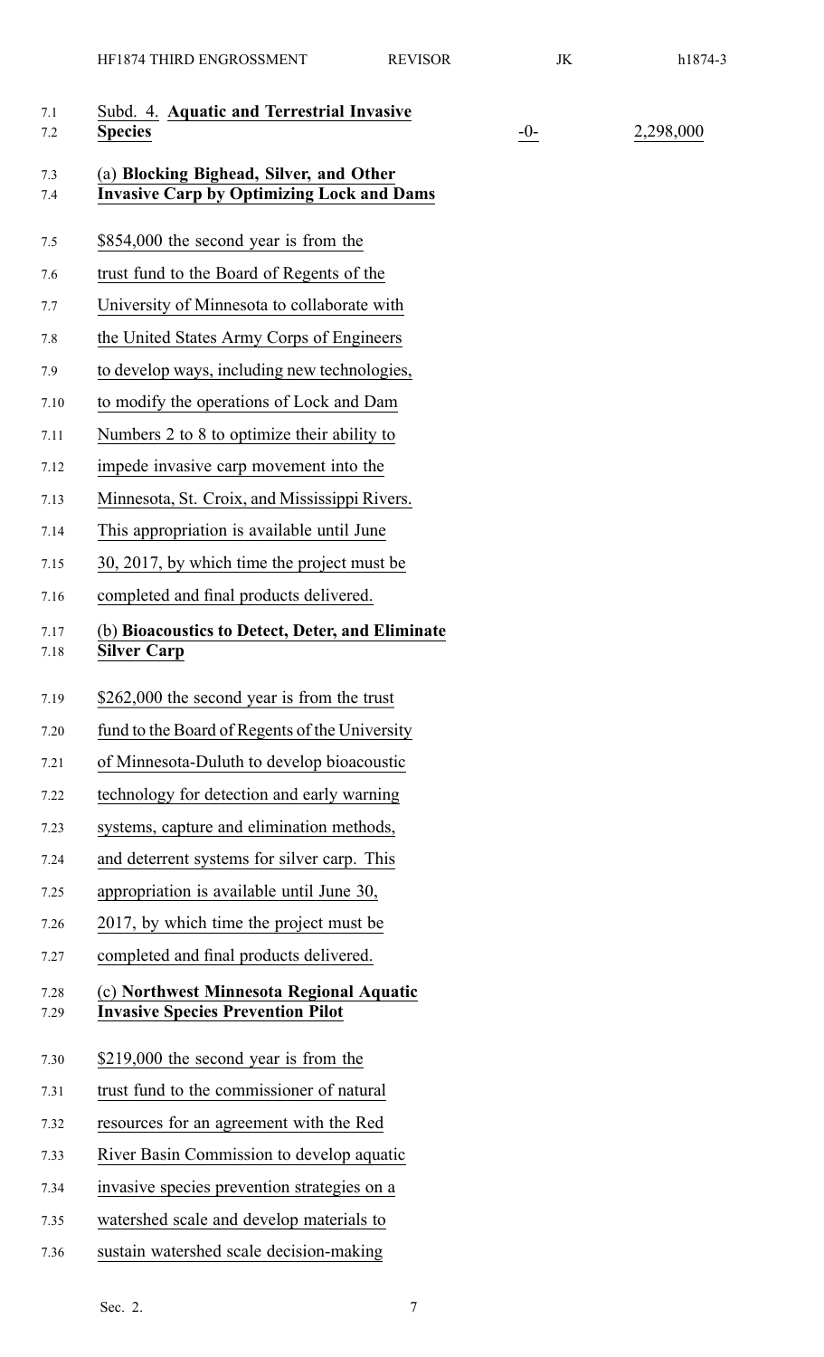**Subd. 4. Aquatic and Terrestrial Invasive Species** -0- 2,298,000

**(a) Blocking Bighead, Silver, and Other Invasive Carp by Optimizing Lock and Dams**

$854,000 the second year is from the trust fund to the Board of Regents of the University of Minnesota to collaborate with the United States Army Corps of Engineers to develop ways, including new technologies, to modify the operations of Lock and Dam Numbers 2 to 8 to optimize their ability to impede invasive carp movement into the Minnesota, St. Croix, and Mississippi Rivers. This appropriation is available until June 30, 2017, by which time the project must be completed and final products delivered.

**(b) Bioacoustics to Detect, Deter, and Eliminate Silver Carp**

$262,000 the second year is from the trust fund to the Board of Regents of the University of Minnesota-Duluth to develop bioacoustic technology for detection and early warning systems, capture and elimination methods, and deterrent systems for silver carp. This appropriation is available until June 30, 2017, by which time the project must be completed and final products delivered.

**(c) Northwest Minnesota Regional Aquatic Invasive Species Prevention Pilot**

$219,000 the second year is from the trust fund to the commissioner of natural resources for an agreement with the Red River Basin Commission to develop aquatic invasive species prevention strategies on a watershed scale and develop materials to sustain watershed scale decision-making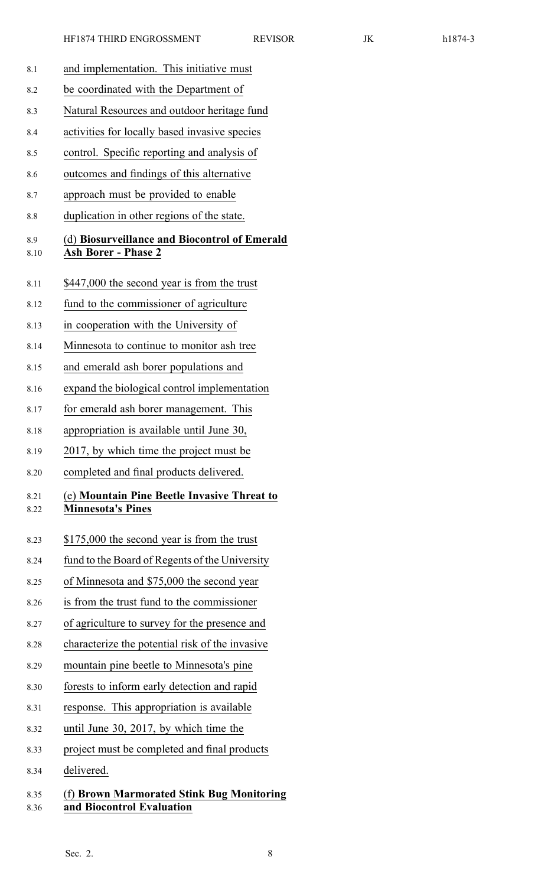and implementation. This initiative must be coordinated with the Department of Natural Resources and outdoor heritage fund activities for locally based invasive species control. Specific reporting and analysis of outcomes and findings of this alternative approach must be provided to enable duplication in other regions of the state.

(d) **Biosurveillance and Biocontrol of Emerald Ash Borer - Phase 2**

$447,000 the second year is from the trust fund to the commissioner of agriculture in cooperation with the University of Minnesota to continue to monitor ash tree and emerald ash borer populations and expand the biological control implementation for emerald ash borer management. This appropriation is available until June 30, 2017, by which time the project must be completed and final products delivered.

(e) **Mountain Pine Beetle Invasive Threat to Minnesota's Pines**

$175,000 the second year is from the trust fund to the Board of Regents of the University of Minnesota and $75,000 the second year is from the trust fund to the commissioner of agriculture to survey for the presence and characterize the potential risk of the invasive mountain pine beetle to Minnesota's pine forests to inform early detection and rapid response. This appropriation is available until June 30, 2017, by which time the project must be completed and final products delivered.

(f) **Brown Marmorated Stink Bug Monitoring and Biocontrol Evaluation**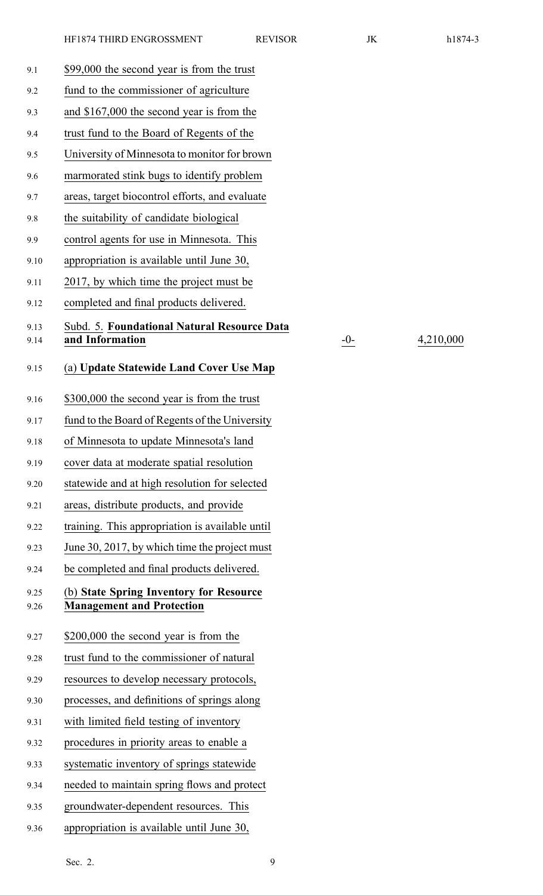$99,000 the second year is from the trust fund to the commissioner of agriculture and $167,000 the second year is from the trust fund to the Board of Regents of the University of Minnesota to monitor for brown marmorated stink bugs to identify problem areas, target biocontrol efforts, and evaluate the suitability of candidate biological control agents for use in Minnesota. This appropriation is available until June 30, 2017, by which time the project must be completed and final products delivered.

| | | |
|---|---|---|
| Subd. 5. **Foundational Natural Resource Data and Information** | -0- | 4,210,000 |

(a) **Update Statewide Land Cover Use Map**

$300,000 the second year is from the trust fund to the Board of Regents of the University of Minnesota to update Minnesota's land cover data at moderate spatial resolution statewide and at high resolution for selected areas, distribute products, and provide training. This appropriation is available until June 30, 2017, by which time the project must be completed and final products delivered.

(b) **State Spring Inventory for Resource Management and Protection**

$200,000 the second year is from the trust fund to the commissioner of natural resources to develop necessary protocols, processes, and definitions of springs along with limited field testing of inventory procedures in priority areas to enable a systematic inventory of springs statewide needed to maintain spring flows and protect groundwater-dependent resources. This appropriation is available until June 30,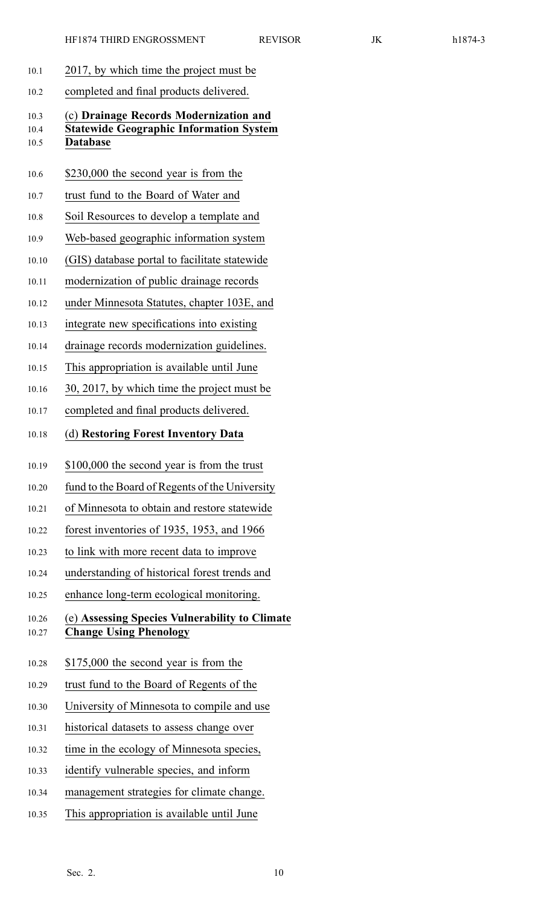2017, by which time the project must be completed and final products delivered.

(c) **Drainage Records Modernization and Statewide Geographic Information System Database**

$230,000 the second year is from the trust fund to the Board of Water and Soil Resources to develop a template and Web-based geographic information system (GIS) database portal to facilitate statewide modernization of public drainage records under Minnesota Statutes, chapter 103E, and integrate new specifications into existing drainage records modernization guidelines. This appropriation is available until June 30, 2017, by which time the project must be completed and final products delivered.

(d) **Restoring Forest Inventory Data**

$100,000 the second year is from the trust fund to the Board of Regents of the University of Minnesota to obtain and restore statewide forest inventories of 1935, 1953, and 1966 to link with more recent data to improve understanding of historical forest trends and enhance long-term ecological monitoring.

(e) **Assessing Species Vulnerability to Climate Change Using Phenology**

$175,000 the second year is from the trust fund to the Board of Regents of the University of Minnesota to compile and use historical datasets to assess change over time in the ecology of Minnesota species, identify vulnerable species, and inform management strategies for climate change. This appropriation is available until June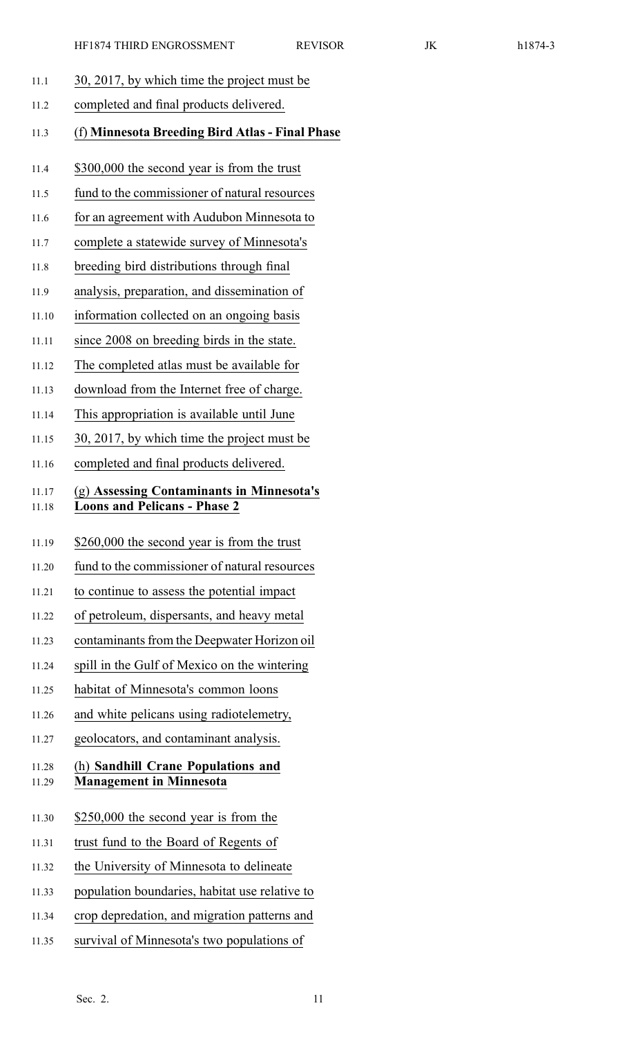30, 2017, by which time the project must be completed and final products delivered.

(f) **Minnesota Breeding Bird Atlas - Final Phase**

\$300,000 the second year is from the trust fund to the commissioner of natural resources for an agreement with Audubon Minnesota to complete a statewide survey of Minnesota's breeding bird distributions through final analysis, preparation, and dissemination of information collected on an ongoing basis since 2008 on breeding birds in the state. The completed atlas must be available for download from the Internet free of charge. This appropriation is available until June 30, 2017, by which time the project must be completed and final products delivered.

(g) **Assessing Contaminants in Minnesota's Loons and Pelicans - Phase 2**

\$260,000 the second year is from the trust fund to the commissioner of natural resources to continue to assess the potential impact of petroleum, dispersants, and heavy metal contaminants from the Deepwater Horizon oil spill in the Gulf of Mexico on the wintering habitat of Minnesota's common loons and white pelicans using radiotelemetry, geolocators, and contaminant analysis.

(h) **Sandhill Crane Populations and Management in Minnesota**

\$250,000 the second year is from the trust fund to the Board of Regents of the University of Minnesota to delineate population boundaries, habitat use relative to crop depredation, and migration patterns and survival of Minnesota's two populations of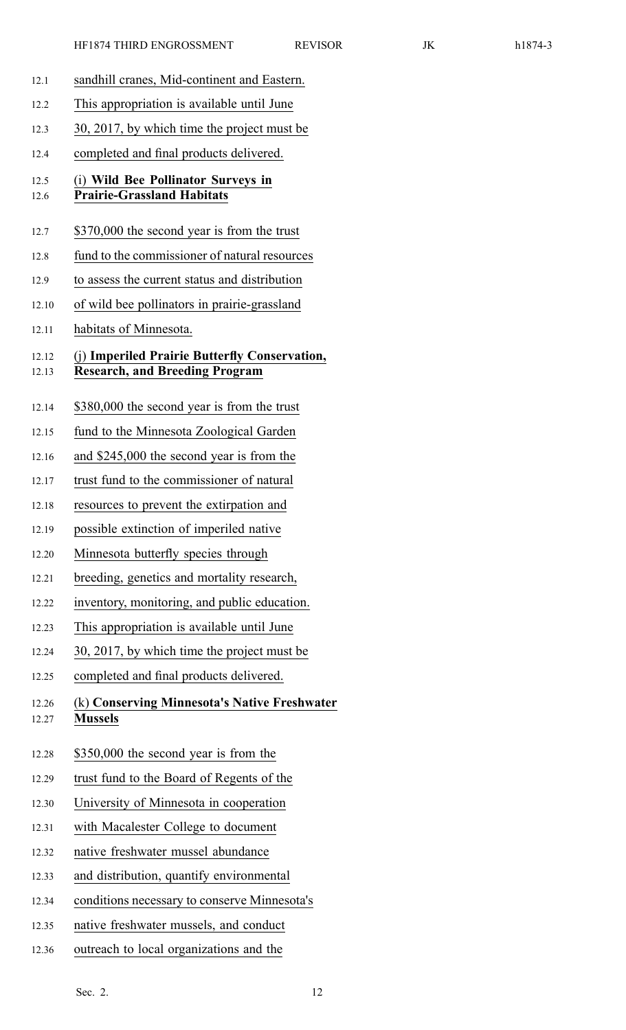sandhill cranes, Mid-continent and Eastern.

This appropriation is available until June 30, 2017, by which time the project must be completed and final products delivered.

(i) **Wild Bee Pollinator Surveys in Prairie-Grassland Habitats**

$370,000 the second year is from the trust fund to the commissioner of natural resources to assess the current status and distribution of wild bee pollinators in prairie-grassland habitats of Minnesota.

(j) **Imperiled Prairie Butterfly Conservation, Research, and Breeding Program**

$380,000 the second year is from the trust fund to the Minnesota Zoological Garden and $245,000 the second year is from the trust fund to the commissioner of natural resources to prevent the extirpation and possible extinction of imperiled native Minnesota butterfly species through breeding, genetics and mortality research, inventory, monitoring, and public education. This appropriation is available until June 30, 2017, by which time the project must be completed and final products delivered.

(k) **Conserving Minnesota's Native Freshwater Mussels**

$350,000 the second year is from the trust fund to the Board of Regents of the University of Minnesota in cooperation with Macalester College to document native freshwater mussel abundance and distribution, quantify environmental conditions necessary to conserve Minnesota's native freshwater mussels, and conduct outreach to local organizations and the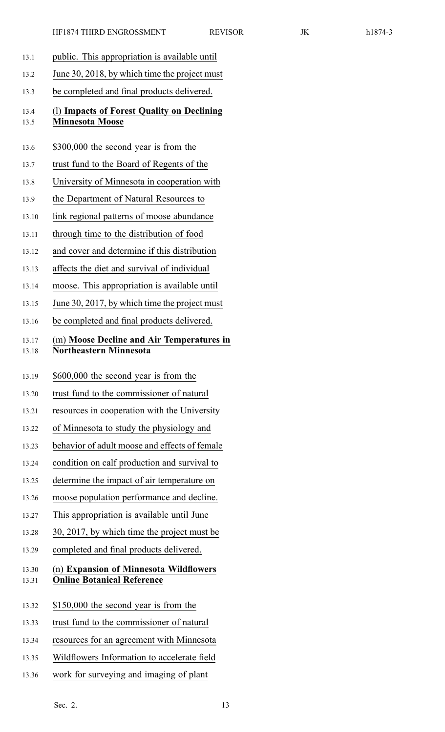public. This appropriation is available until June 30, 2018, by which time the project must be completed and final products delivered.

(l) **Impacts of Forest Quality on Declining Minnesota Moose**

$300,000 the second year is from the trust fund to the Board of Regents of the University of Minnesota in cooperation with the Department of Natural Resources to link regional patterns of moose abundance through time to the distribution of food and cover and determine if this distribution affects the diet and survival of individual moose. This appropriation is available until June 30, 2017, by which time the project must be completed and final products delivered.

(m) **Moose Decline and Air Temperatures in Northeastern Minnesota**

$600,000 the second year is from the trust fund to the commissioner of natural resources in cooperation with the University of Minnesota to study the physiology and behavior of adult moose and effects of female condition on calf production and survival to determine the impact of air temperature on moose population performance and decline. This appropriation is available until June 30, 2017, by which time the project must be completed and final products delivered.

(n) **Expansion of Minnesota Wildflowers Online Botanical Reference**

$150,000 the second year is from the trust fund to the commissioner of natural resources for an agreement with Minnesota Wildflowers Information to accelerate field work for surveying and imaging of plant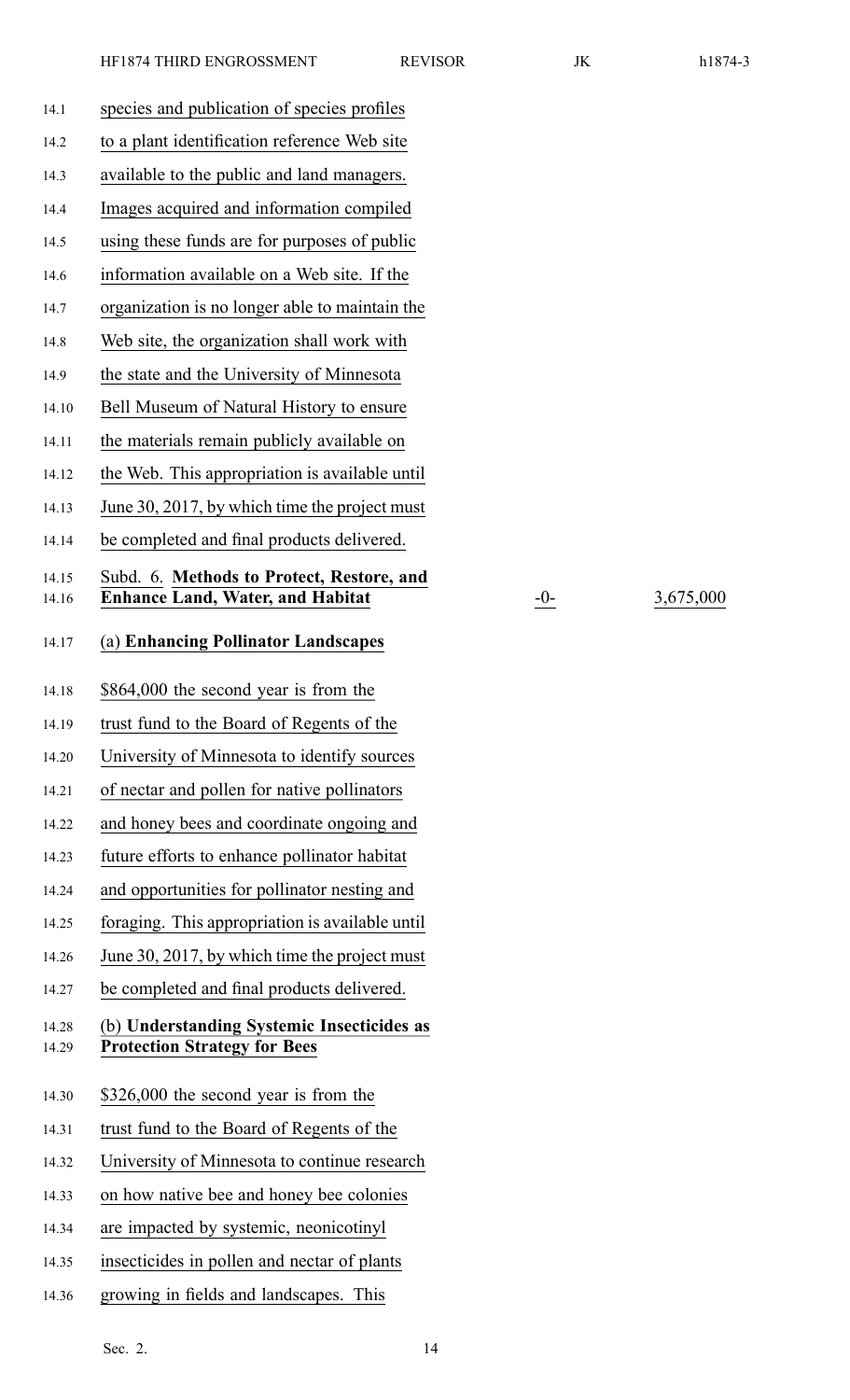species and publication of species profiles to a plant identification reference Web site available to the public and land managers. Images acquired and information compiled using these funds are for purposes of public information available on a Web site. If the organization is no longer able to maintain the Web site, the organization shall work with the state and the University of Minnesota Bell Museum of Natural History to ensure the materials remain publicly available on the Web. This appropriation is available until June 30, 2017, by which time the project must be completed and final products delivered.

| | | |
|---|---|---|
| Subd. 6. **Methods to Protect, Restore, and Enhance Land, Water, and Habitat** | -0- | 3,675,000 |

(a) **Enhancing Pollinator Landscapes**

\$864,000 the second year is from the trust fund to the Board of Regents of the University of Minnesota to identify sources of nectar and pollen for native pollinators and honey bees and coordinate ongoing and future efforts to enhance pollinator habitat and opportunities for pollinator nesting and foraging. This appropriation is available until June 30, 2017, by which time the project must be completed and final products delivered.

(b) **Understanding Systemic Insecticides as Protection Strategy for Bees**

\$326,000 the second year is from the trust fund to the Board of Regents of the University of Minnesota to continue research on how native bee and honey bee colonies are impacted by systemic, neonicotinyl insecticides in pollen and nectar of plants growing in fields and landscapes. This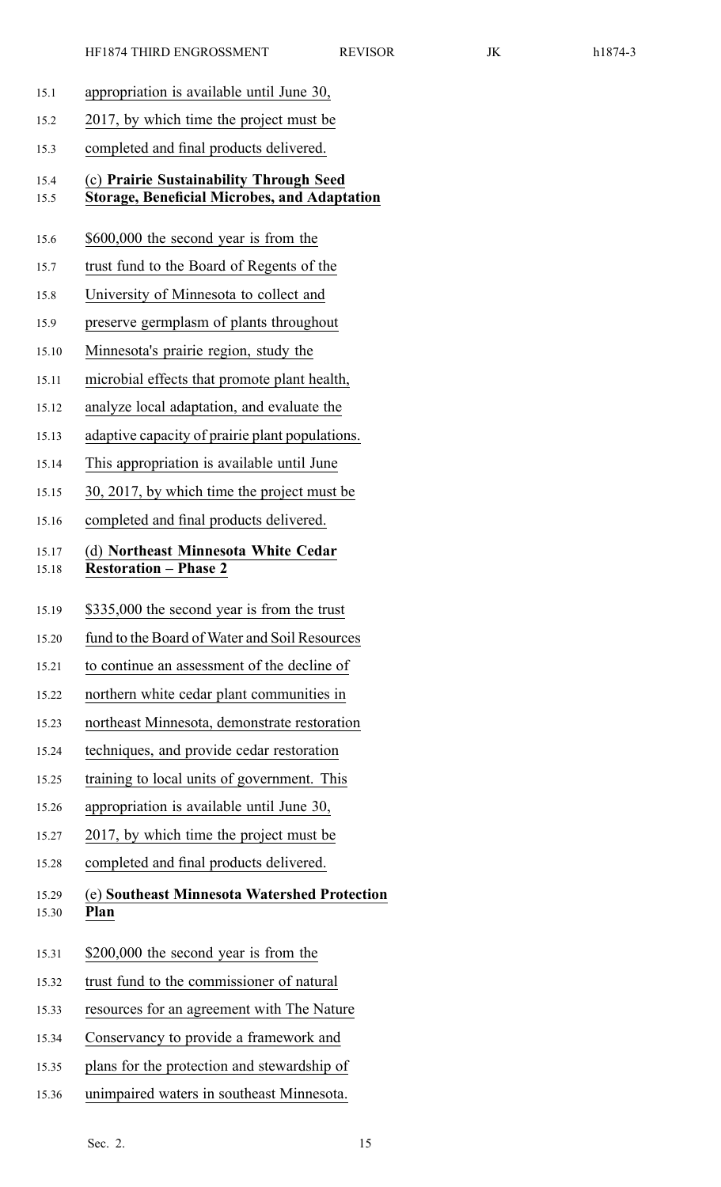appropriation is available until June 30, 2017, by which time the project must be completed and final products delivered.

(c) **Prairie Sustainability Through Seed Storage, Beneficial Microbes, and Adaptation**

$600,000 the second year is from the trust fund to the Board of Regents of the University of Minnesota to collect and preserve germplasm of plants throughout Minnesota's prairie region, study the microbial effects that promote plant health, analyze local adaptation, and evaluate the adaptive capacity of prairie plant populations. This appropriation is available until June 30, 2017, by which time the project must be completed and final products delivered.

(d) **Northeast Minnesota White Cedar Restoration – Phase 2**

$335,000 the second year is from the trust fund to the Board of Water and Soil Resources to continue an assessment of the decline of northern white cedar plant communities in northeast Minnesota, demonstrate restoration techniques, and provide cedar restoration training to local units of government. This appropriation is available until June 30, 2017, by which time the project must be completed and final products delivered.

(e) **Southeast Minnesota Watershed Protection Plan**

$200,000 the second year is from the trust fund to the commissioner of natural resources for an agreement with The Nature Conservancy to provide a framework and plans for the protection and stewardship of unimpaired waters in southeast Minnesota.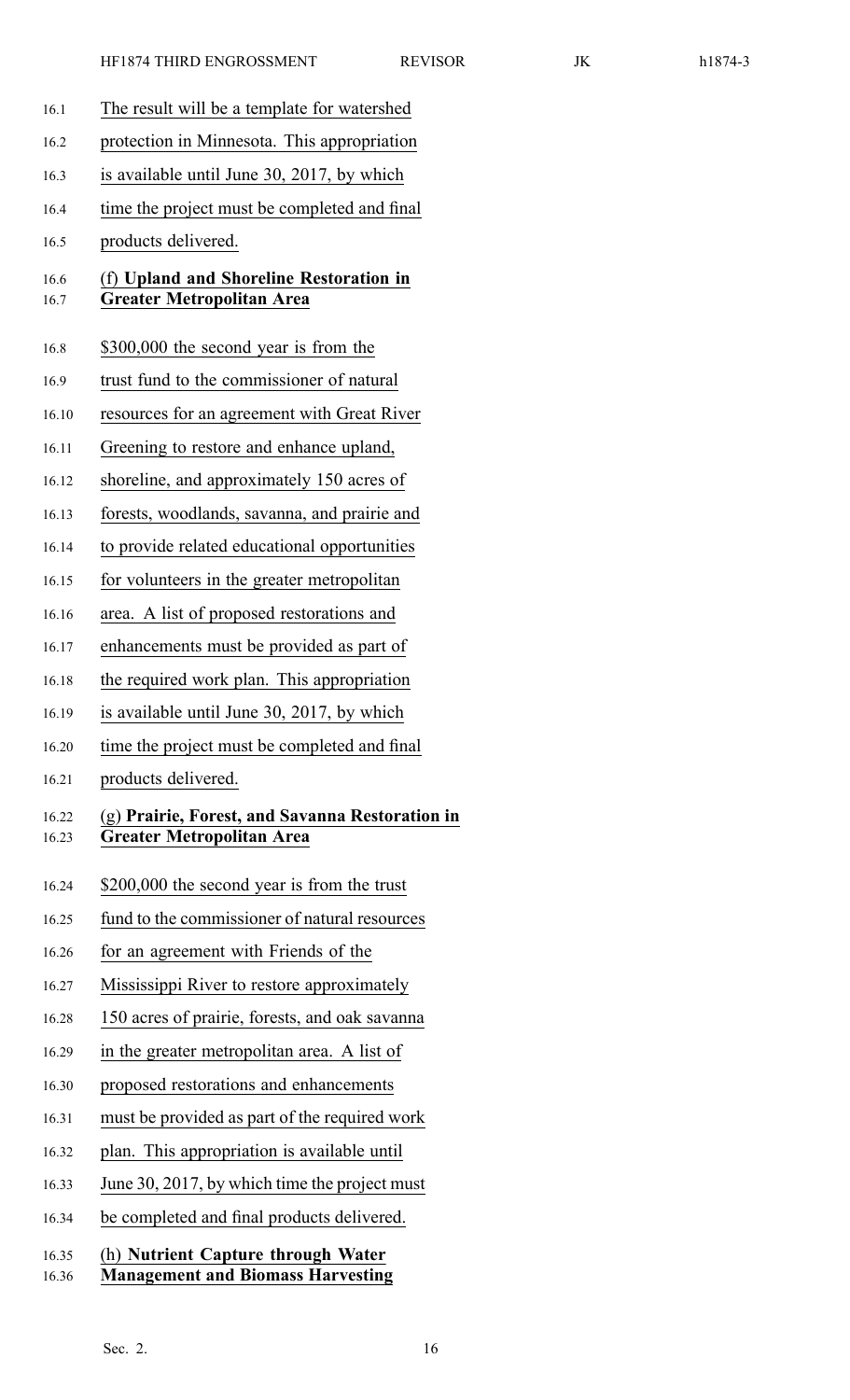The result will be a template for watershed protection in Minnesota. This appropriation is available until June 30, 2017, by which time the project must be completed and final products delivered.

(f) **Upland and Shoreline Restoration in Greater Metropolitan Area**

$300,000 the second year is from the trust fund to the commissioner of natural resources for an agreement with Great River Greening to restore and enhance upland, shoreline, and approximately 150 acres of forests, woodlands, savanna, and prairie and to provide related educational opportunities for volunteers in the greater metropolitan area. A list of proposed restorations and enhancements must be provided as part of the required work plan. This appropriation is available until June 30, 2017, by which time the project must be completed and final products delivered.

(g) **Prairie, Forest, and Savanna Restoration in Greater Metropolitan Area**

$200,000 the second year is from the trust fund to the commissioner of natural resources for an agreement with Friends of the Mississippi River to restore approximately 150 acres of prairie, forests, and oak savanna in the greater metropolitan area. A list of proposed restorations and enhancements must be provided as part of the required work plan. This appropriation is available until June 30, 2017, by which time the project must be completed and final products delivered.

(h) **Nutrient Capture through Water Management and Biomass Harvesting**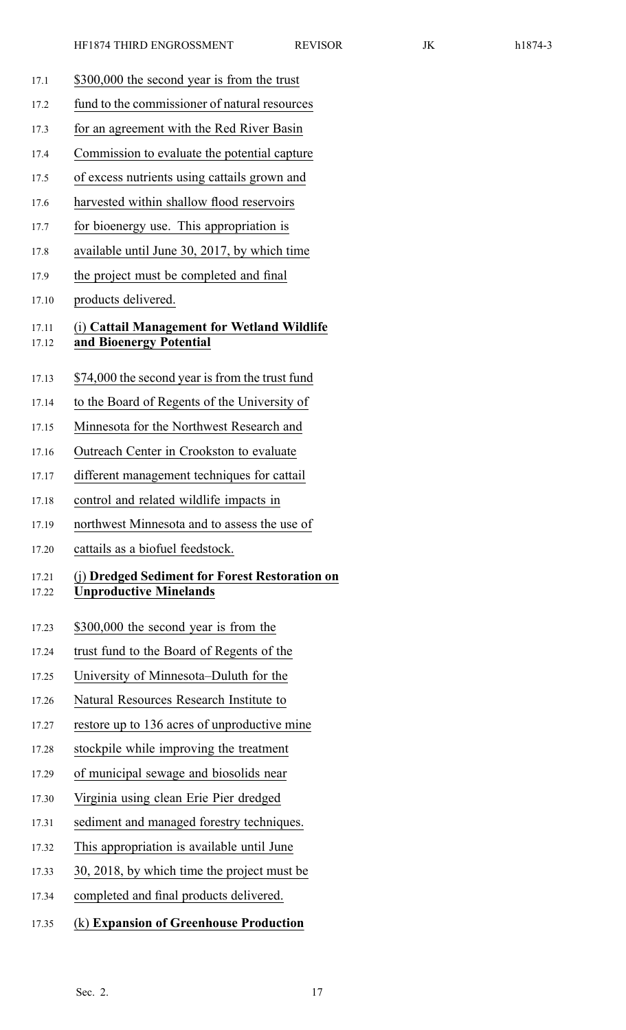$300,000 the second year is from the trust fund to the commissioner of natural resources for an agreement with the Red River Basin Commission to evaluate the potential capture of excess nutrients using cattails grown and harvested within shallow flood reservoirs for bioenergy use. This appropriation is available until June 30, 2017, by which time the project must be completed and final products delivered.

(i) **Cattail Management for Wetland Wildlife and Bioenergy Potential**

$74,000 the second year is from the trust fund to the Board of Regents of the University of Minnesota for the Northwest Research and Outreach Center in Crookston to evaluate different management techniques for cattail control and related wildlife impacts in northwest Minnesota and to assess the use of cattails as a biofuel feedstock.

(j) **Dredged Sediment for Forest Restoration on Unproductive Minelands**

$300,000 the second year is from the trust fund to the Board of Regents of the University of Minnesota–Duluth for the Natural Resources Research Institute to restore up to 136 acres of unproductive mine stockpile while improving the treatment of municipal sewage and biosolids near Virginia using clean Erie Pier dredged sediment and managed forestry techniques. This appropriation is available until June 30, 2018, by which time the project must be completed and final products delivered.

(k) **Expansion of Greenhouse Production**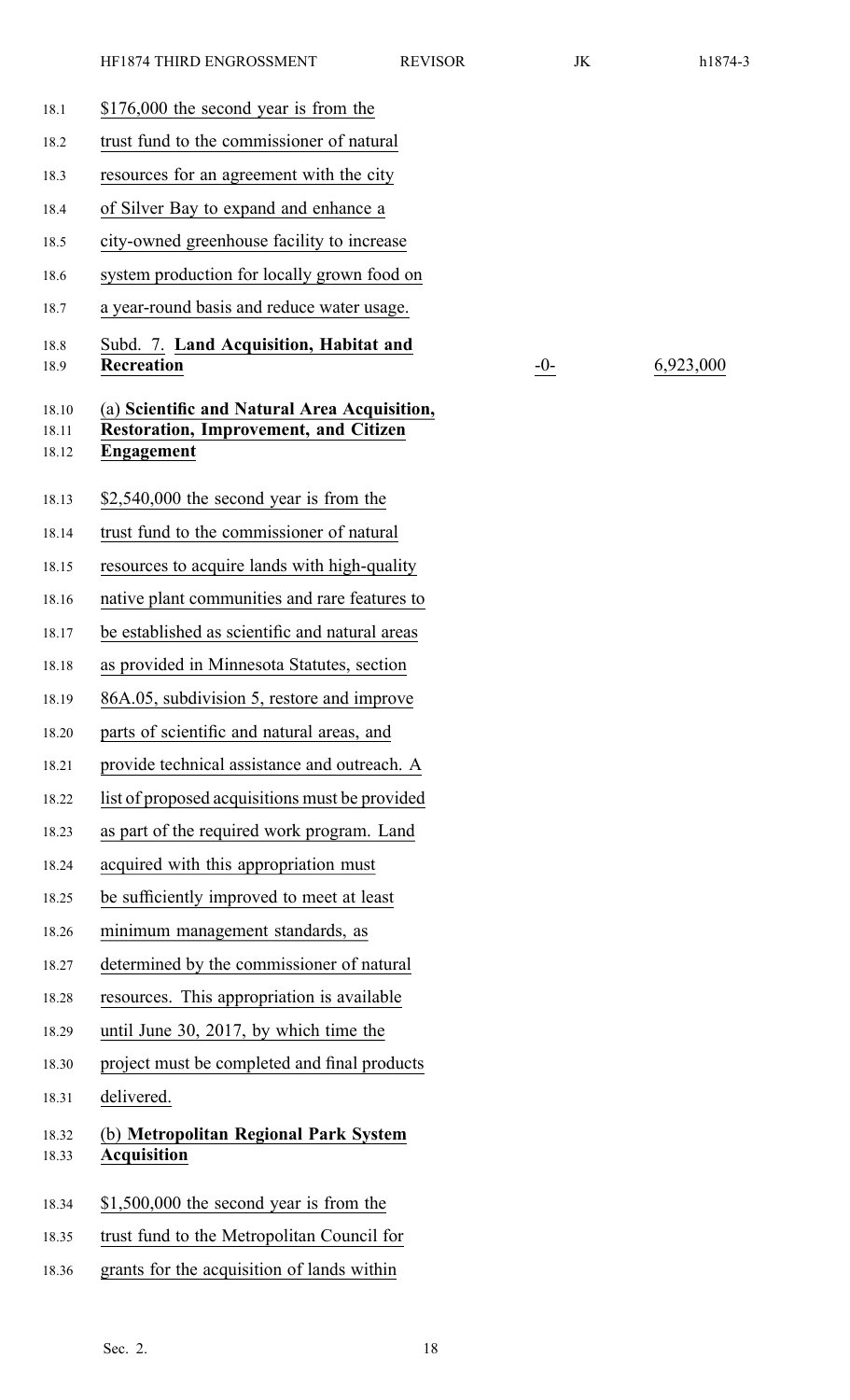$176,000 the second year is from the trust fund to the commissioner of natural resources for an agreement with the city of Silver Bay to expand and enhance a city-owned greenhouse facility to increase system production for locally grown food on a year-round basis and reduce water usage.

| Subd. 7. **Land Acquisition, Habitat and Recreation** | -0- | 6,923,000 |
|---|---|---|

**(a) Scientific and Natural Area Acquisition, Restoration, Improvement, and Citizen Engagement**

$2,540,000 the second year is from the trust fund to the commissioner of natural resources to acquire lands with high-quality native plant communities and rare features to be established as scientific and natural areas as provided in Minnesota Statutes, section 86A.05, subdivision 5, restore and improve parts of scientific and natural areas, and provide technical assistance and outreach. A list of proposed acquisitions must be provided as part of the required work program. Land acquired with this appropriation must be sufficiently improved to meet at least minimum management standards, as determined by the commissioner of natural resources. This appropriation is available until June 30, 2017, by which time the project must be completed and final products delivered.

**(b) Metropolitan Regional Park System Acquisition**

$1,500,000 the second year is from the trust fund to the Metropolitan Council for grants for the acquisition of lands within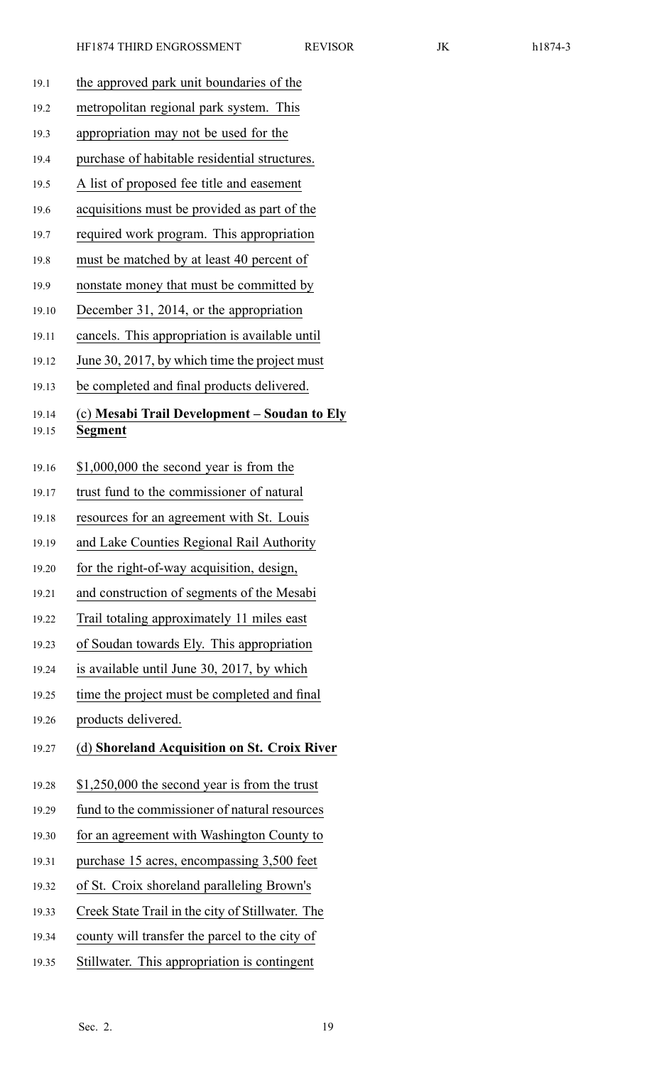the approved park unit boundaries of the metropolitan regional park system. This appropriation may not be used for the purchase of habitable residential structures. A list of proposed fee title and easement acquisitions must be provided as part of the required work program. This appropriation must be matched by at least 40 percent of nonstate money that must be committed by December 31, 2014, or the appropriation cancels. This appropriation is available until June 30, 2017, by which time the project must be completed and final products delivered.

(c) **Mesabi Trail Development – Soudan to Ely Segment**

$1,000,000 the second year is from the trust fund to the commissioner of natural resources for an agreement with St. Louis and Lake Counties Regional Rail Authority for the right-of-way acquisition, design, and construction of segments of the Mesabi Trail totaling approximately 11 miles east of Soudan towards Ely. This appropriation is available until June 30, 2017, by which time the project must be completed and final products delivered.

(d) **Shoreland Acquisition on St. Croix River**

$1,250,000 the second year is from the trust fund to the commissioner of natural resources for an agreement with Washington County to purchase 15 acres, encompassing 3,500 feet of St. Croix shoreland paralleling Brown's Creek State Trail in the city of Stillwater. The county will transfer the parcel to the city of Stillwater. This appropriation is contingent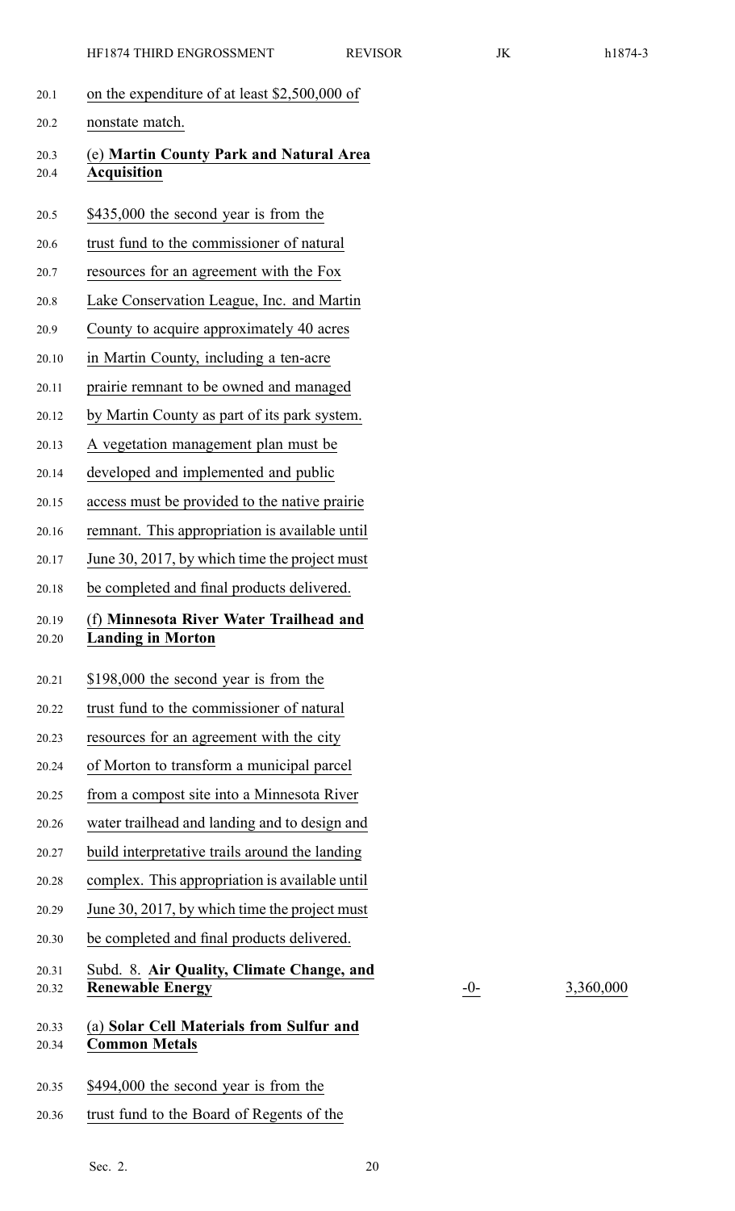on the expenditure of at least $2,500,000 of nonstate match.

(e) **Martin County Park and Natural Area Acquisition**

$435,000 the second year is from the trust fund to the commissioner of natural resources for an agreement with the Fox Lake Conservation League, Inc. and Martin County to acquire approximately 40 acres in Martin County, including a ten-acre prairie remnant to be owned and managed by Martin County as part of its park system. A vegetation management plan must be developed and implemented and public access must be provided to the native prairie remnant. This appropriation is available until June 30, 2017, by which time the project must be completed and final products delivered.

(f) **Minnesota River Water Trailhead and Landing in Morton**

$198,000 the second year is from the trust fund to the commissioner of natural resources for an agreement with the city of Morton to transform a municipal parcel from a compost site into a Minnesota River water trailhead and landing and to design and build interpretative trails around the landing complex. This appropriation is available until June 30, 2017, by which time the project must be completed and final products delivered.

| | | |
|---|---|---|
| Subd. 8. **Air Quality, Climate Change, and Renewable Energy** | -0- | 3,360,000 |

(a) **Solar Cell Materials from Sulfur and Common Metals**

$494,000 the second year is from the trust fund to the Board of Regents of the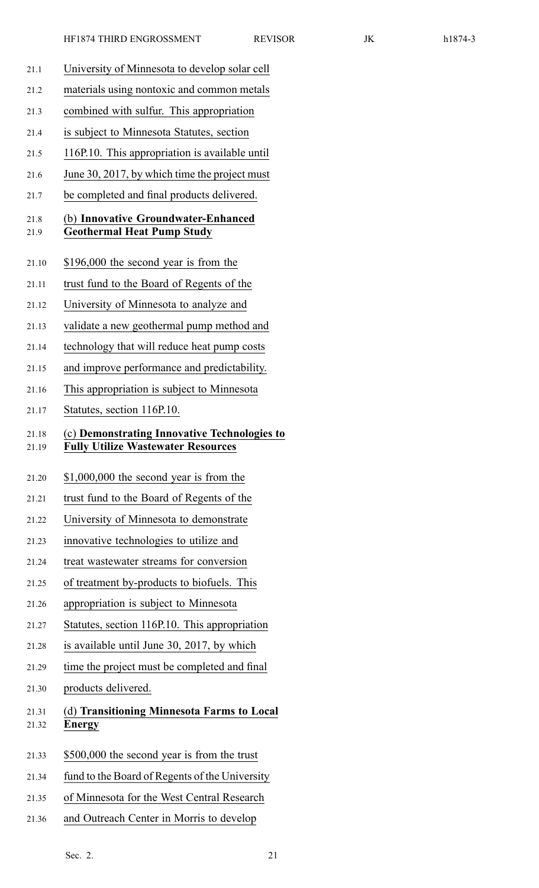University of Minnesota to develop solar cell materials using nontoxic and common metals combined with sulfur. This appropriation is subject to Minnesota Statutes, section 116P.10. This appropriation is available until June 30, 2017, by which time the project must be completed and final products delivered.

(b) **Innovative Groundwater-Enhanced Geothermal Heat Pump Study**

$196,000 the second year is from the trust fund to the Board of Regents of the University of Minnesota to analyze and validate a new geothermal pump method and technology that will reduce heat pump costs and improve performance and predictability. This appropriation is subject to Minnesota Statutes, section 116P.10.

(c) **Demonstrating Innovative Technologies to Fully Utilize Wastewater Resources**

$1,000,000 the second year is from the trust fund to the Board of Regents of the University of Minnesota to demonstrate innovative technologies to utilize and treat wastewater streams for conversion of treatment by-products to biofuels. This appropriation is subject to Minnesota Statutes, section 116P.10. This appropriation is available until June 30, 2017, by which time the project must be completed and final products delivered.

(d) **Transitioning Minnesota Farms to Local Energy**

$500,000 the second year is from the trust fund to the Board of Regents of the University of Minnesota for the West Central Research and Outreach Center in Morris to develop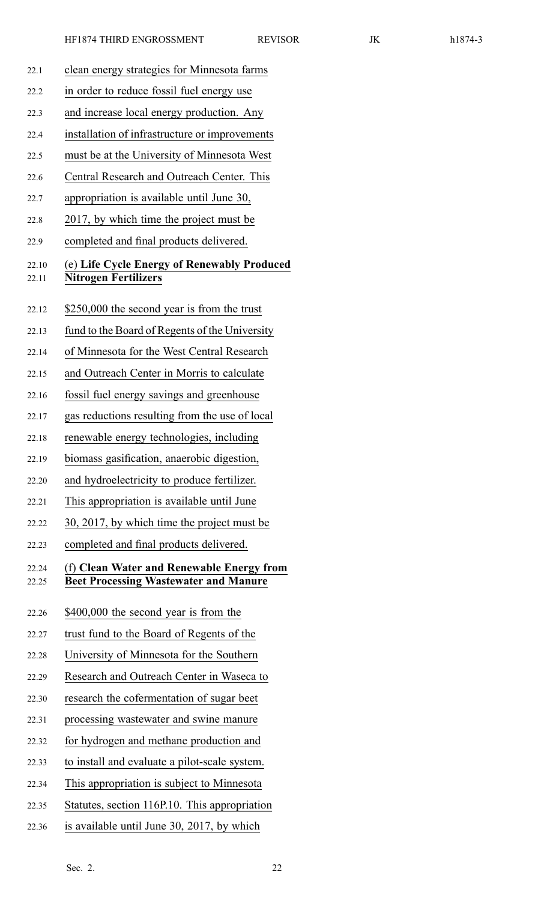clean energy strategies for Minnesota farms in order to reduce fossil fuel energy use and increase local energy production. Any installation of infrastructure or improvements must be at the University of Minnesota West Central Research and Outreach Center. This appropriation is available until June 30, 2017, by which time the project must be completed and final products delivered.

(e) **Life Cycle Energy of Renewably Produced Nitrogen Fertilizers**

$250,000 the second year is from the trust fund to the Board of Regents of the University of Minnesota for the West Central Research and Outreach Center in Morris to calculate fossil fuel energy savings and greenhouse gas reductions resulting from the use of local renewable energy technologies, including biomass gasification, anaerobic digestion, and hydroelectricity to produce fertilizer. This appropriation is available until June 30, 2017, by which time the project must be completed and final products delivered.

(f) **Clean Water and Renewable Energy from Beet Processing Wastewater and Manure**

$400,000 the second year is from the trust fund to the Board of Regents of the University of Minnesota for the Southern Research and Outreach Center in Waseca to research the cofermentation of sugar beet processing wastewater and swine manure for hydrogen and methane production and to install and evaluate a pilot-scale system. This appropriation is subject to Minnesota Statutes, section 116P.10. This appropriation is available until June 30, 2017, by which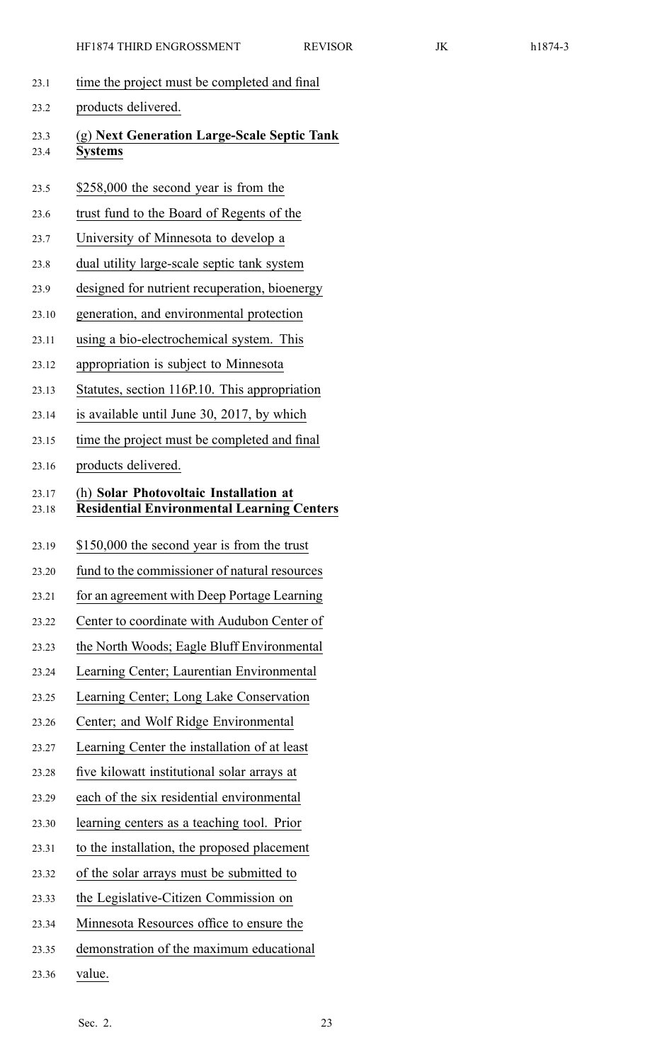time the project must be completed and final products delivered.

(g) **Next Generation Large-Scale Septic Tank Systems**

$258,000 the second year is from the trust fund to the Board of Regents of the University of Minnesota to develop a dual utility large-scale septic tank system designed for nutrient recuperation, bioenergy generation, and environmental protection using a bio-electrochemical system. This appropriation is subject to Minnesota Statutes, section 116P.10. This appropriation is available until June 30, 2017, by which time the project must be completed and final products delivered.

(h) **Solar Photovoltaic Installation at Residential Environmental Learning Centers**

$150,000 the second year is from the trust fund to the commissioner of natural resources for an agreement with Deep Portage Learning Center to coordinate with Audubon Center of the North Woods; Eagle Bluff Environmental Learning Center; Laurentian Environmental Learning Center; Long Lake Conservation Center; and Wolf Ridge Environmental Learning Center the installation of at least five kilowatt institutional solar arrays at each of the six residential environmental learning centers as a teaching tool. Prior to the installation, the proposed placement of the solar arrays must be submitted to the Legislative-Citizen Commission on Minnesota Resources office to ensure the demonstration of the maximum educational value.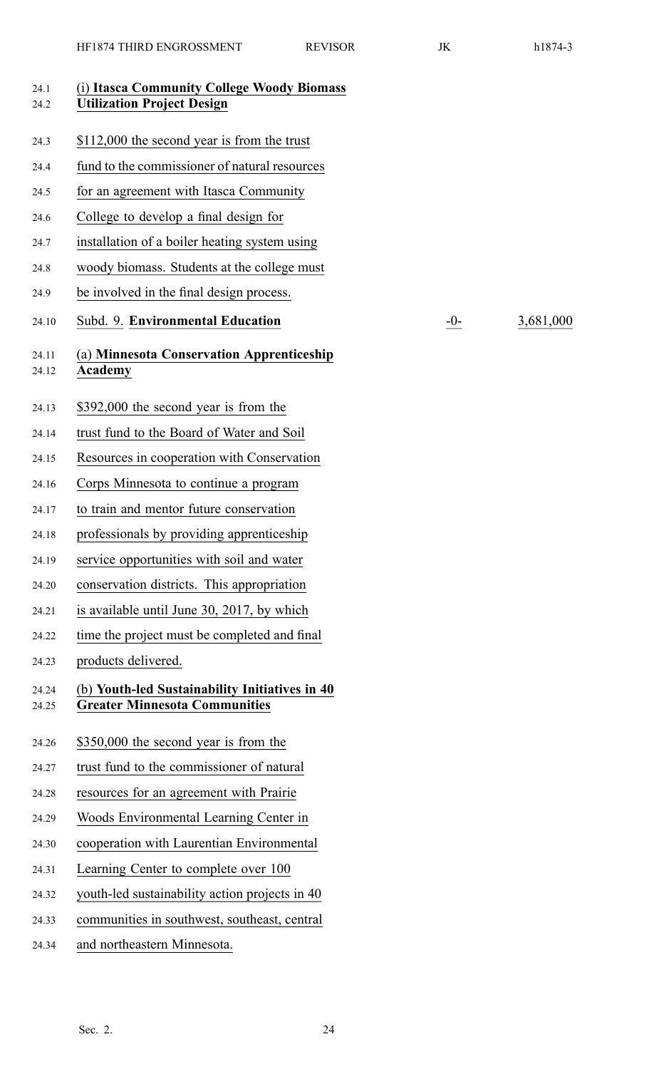(i) **Itasca Community College Woody Biomass Utilization Project Design**

$112,000 the second year is from the trust fund to the commissioner of natural resources for an agreement with Itasca Community College to develop a final design for installation of a boiler heating system using woody biomass. Students at the college must be involved in the final design process.

| Subd. 9. **Environmental Education** | -0- | 3,681,000 |
|---|---|---|

(a) **Minnesota Conservation Apprenticeship Academy**

$392,000 the second year is from the trust fund to the Board of Water and Soil Resources in cooperation with Conservation Corps Minnesota to continue a program to train and mentor future conservation professionals by providing apprenticeship service opportunities with soil and water conservation districts. This appropriation is available until June 30, 2017, by which time the project must be completed and final products delivered.

(b) **Youth-led Sustainability Initiatives in 40 Greater Minnesota Communities**

$350,000 the second year is from the trust fund to the commissioner of natural resources for an agreement with Prairie Woods Environmental Learning Center in cooperation with Laurentian Environmental Learning Center to complete over 100 youth-led sustainability action projects in 40 communities in southwest, southeast, central and northeastern Minnesota.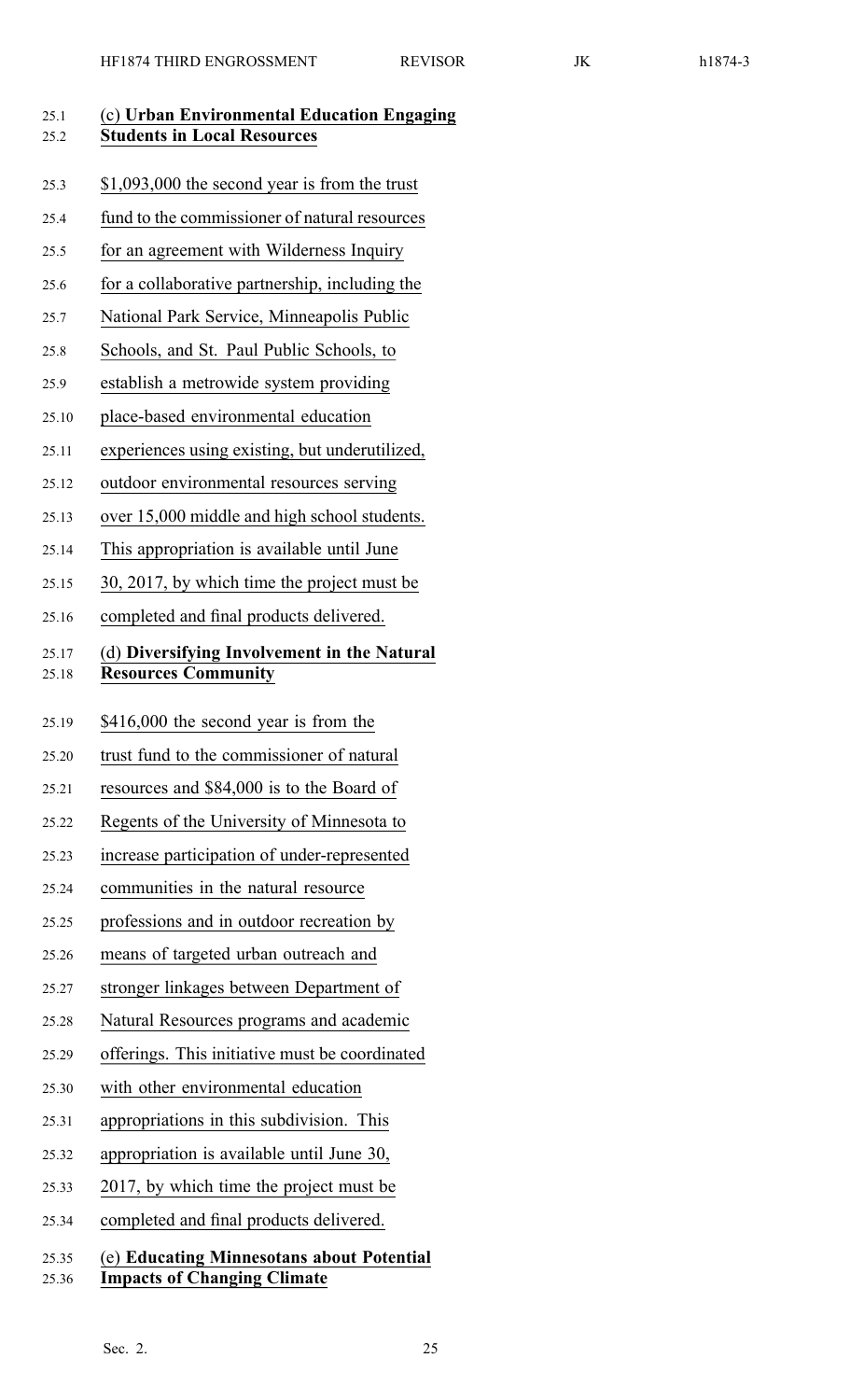(c) **Urban Environmental Education Engaging Students in Local Resources**

$1,093,000 the second year is from the trust fund to the commissioner of natural resources for an agreement with Wilderness Inquiry for a collaborative partnership, including the National Park Service, Minneapolis Public Schools, and St. Paul Public Schools, to establish a metrowide system providing place-based environmental education experiences using existing, but underutilized, outdoor environmental resources serving over 15,000 middle and high school students. This appropriation is available until June 30, 2017, by which time the project must be completed and final products delivered.

(d) **Diversifying Involvement in the Natural Resources Community**

$416,000 the second year is from the trust fund to the commissioner of natural resources and $84,000 is to the Board of Regents of the University of Minnesota to increase participation of under-represented communities in the natural resource professions and in outdoor recreation by means of targeted urban outreach and stronger linkages between Department of Natural Resources programs and academic offerings. This initiative must be coordinated with other environmental education appropriations in this subdivision. This appropriation is available until June 30, 2017, by which time the project must be completed and final products delivered.

(e) **Educating Minnesotans about Potential Impacts of Changing Climate**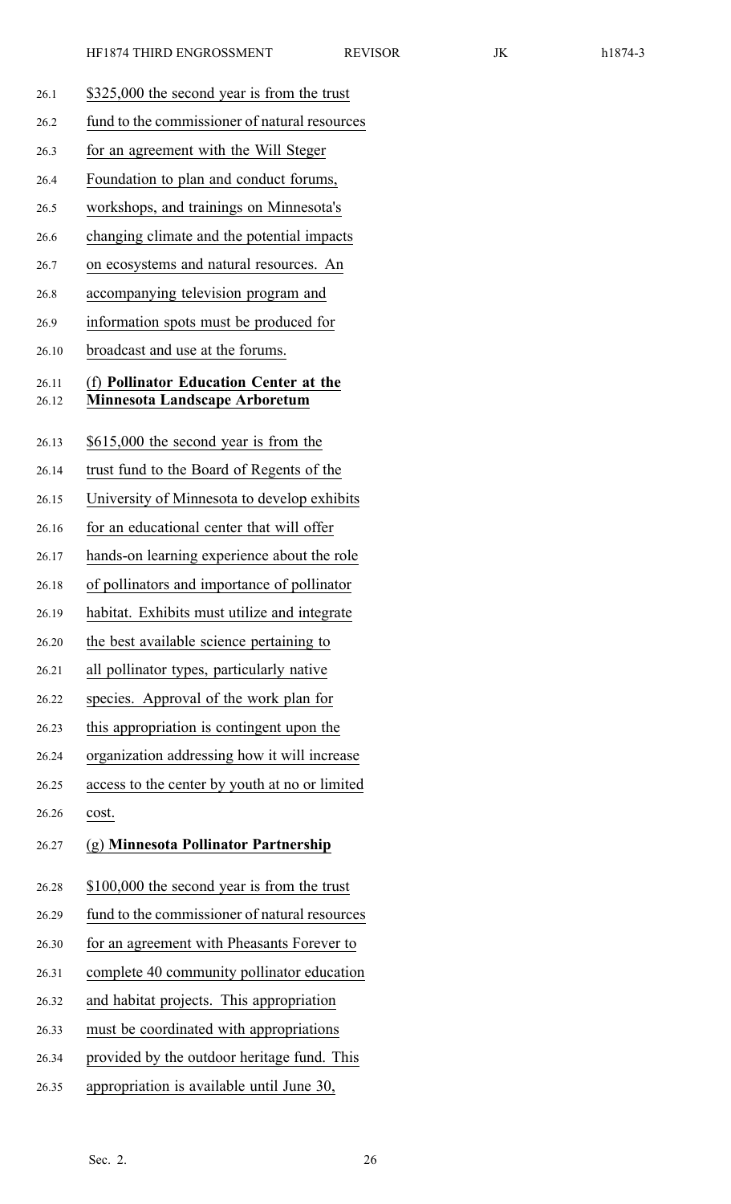$325,000 the second year is from the trust fund to the commissioner of natural resources for an agreement with the Will Steger Foundation to plan and conduct forums, workshops, and trainings on Minnesota's changing climate and the potential impacts on ecosystems and natural resources. An accompanying television program and information spots must be produced for broadcast and use at the forums.

(f) **Pollinator Education Center at the Minnesota Landscape Arboretum**

$615,000 the second year is from the trust fund to the Board of Regents of the University of Minnesota to develop exhibits for an educational center that will offer hands-on learning experience about the role of pollinators and importance of pollinator habitat. Exhibits must utilize and integrate the best available science pertaining to all pollinator types, particularly native species. Approval of the work plan for this appropriation is contingent upon the organization addressing how it will increase access to the center by youth at no or limited cost.

(g) **Minnesota Pollinator Partnership**

$100,000 the second year is from the trust fund to the commissioner of natural resources for an agreement with Pheasants Forever to complete 40 community pollinator education and habitat projects. This appropriation must be coordinated with appropriations provided by the outdoor heritage fund. This appropriation is available until June 30,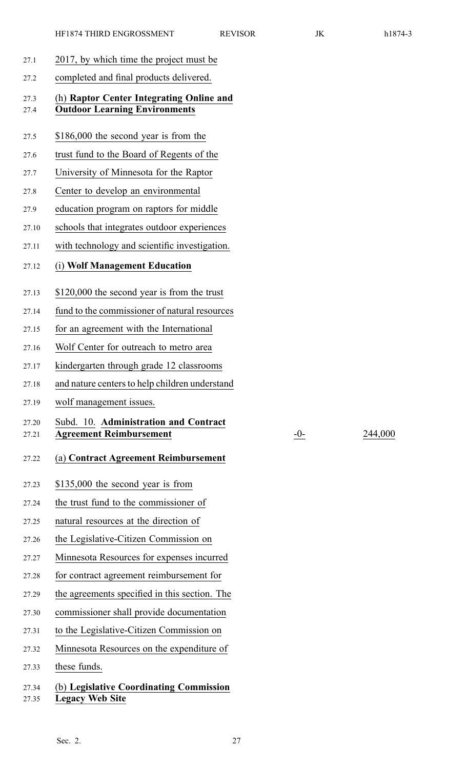2017, by which time the project must be completed and final products delivered.

(h) **Raptor Center Integrating Online and Outdoor Learning Environments**

$186,000 the second year is from the trust fund to the Board of Regents of the University of Minnesota for the Raptor Center to develop an environmental education program on raptors for middle schools that integrates outdoor experiences with technology and scientific investigation.

(i) **Wolf Management Education**

$120,000 the second year is from the trust fund to the commissioner of natural resources for an agreement with the International Wolf Center for outreach to metro area kindergarten through grade 12 classrooms and nature centers to help children understand wolf management issues.

| Subd. 10. **Administration and Contract Agreement Reimbursement** | -0- | 244,000 |
|---|---|---|

(a) **Contract Agreement Reimbursement**

$135,000 the second year is from the trust fund to the commissioner of natural resources at the direction of the Legislative-Citizen Commission on Minnesota Resources for expenses incurred for contract agreement reimbursement for the agreements specified in this section. The commissioner shall provide documentation to the Legislative-Citizen Commission on Minnesota Resources on the expenditure of these funds.

(b) **Legislative Coordinating Commission Legacy Web Site**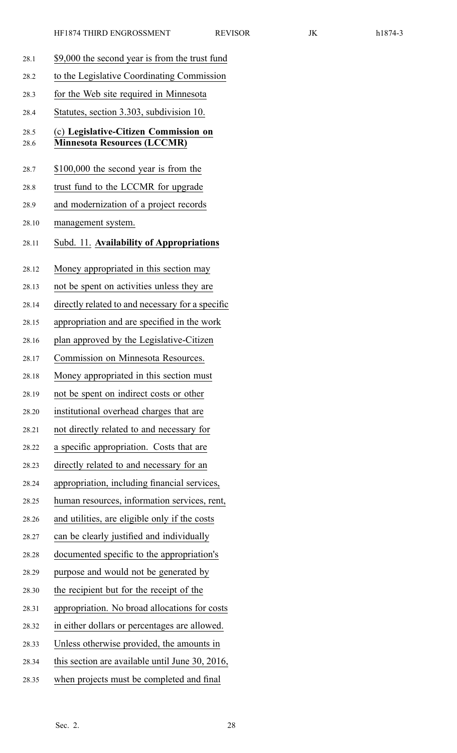$9,000 the second year is from the trust fund to the Legislative Coordinating Commission for the Web site required in Minnesota Statutes, section 3.303, subdivision 10.

(c) **Legislative-Citizen Commission on Minnesota Resources (LCCMR)**

$100,000 the second year is from the trust fund to the LCCMR for upgrade and modernization of a project records management system.

Subd. 11. **Availability of Appropriations**

Money appropriated in this section may not be spent on activities unless they are directly related to and necessary for a specific appropriation and are specified in the work plan approved by the Legislative-Citizen Commission on Minnesota Resources. Money appropriated in this section must not be spent on indirect costs or other institutional overhead charges that are not directly related to and necessary for a specific appropriation. Costs that are directly related to and necessary for an appropriation, including financial services, human resources, information services, rent, and utilities, are eligible only if the costs can be clearly justified and individually documented specific to the appropriation's purpose and would not be generated by the recipient but for the receipt of the appropriation. No broad allocations for costs in either dollars or percentages are allowed. Unless otherwise provided, the amounts in this section are available until June 30, 2016, when projects must be completed and final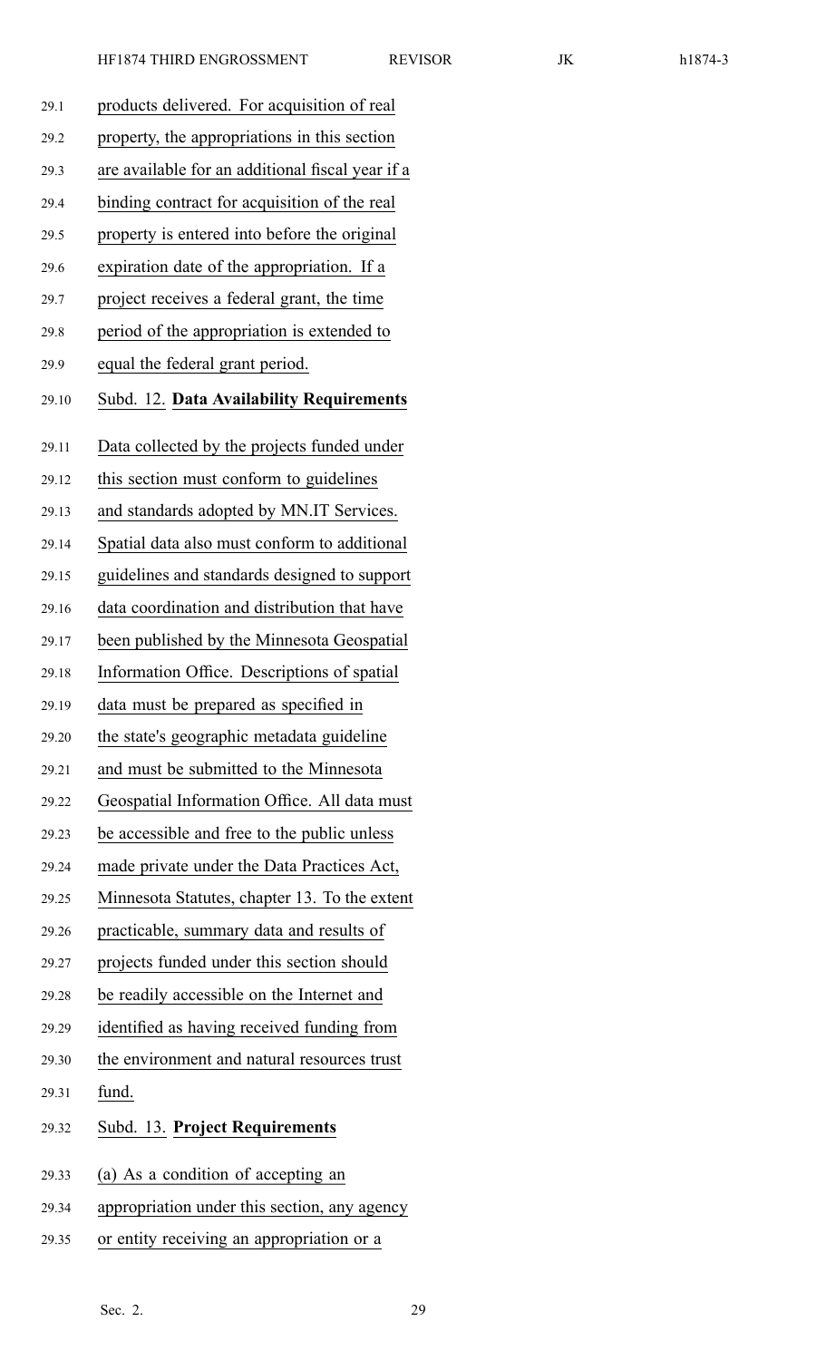products delivered. For acquisition of real property, the appropriations in this section are available for an additional fiscal year if a binding contract for acquisition of the real property is entered into before the original expiration date of the appropriation. If a project receives a federal grant, the time period of the appropriation is extended to equal the federal grant period.

Subd. 12. **Data Availability Requirements**

Data collected by the projects funded under this section must conform to guidelines and standards adopted by MN.IT Services. Spatial data also must conform to additional guidelines and standards designed to support data coordination and distribution that have been published by the Minnesota Geospatial Information Office. Descriptions of spatial data must be prepared as specified in the state's geographic metadata guideline and must be submitted to the Minnesota Geospatial Information Office. All data must be accessible and free to the public unless made private under the Data Practices Act, Minnesota Statutes, chapter 13. To the extent practicable, summary data and results of projects funded under this section should be readily accessible on the Internet and identified as having received funding from the environment and natural resources trust fund.

Subd. 13. **Project Requirements**

(a) As a condition of accepting an appropriation under this section, any agency or entity receiving an appropriation or a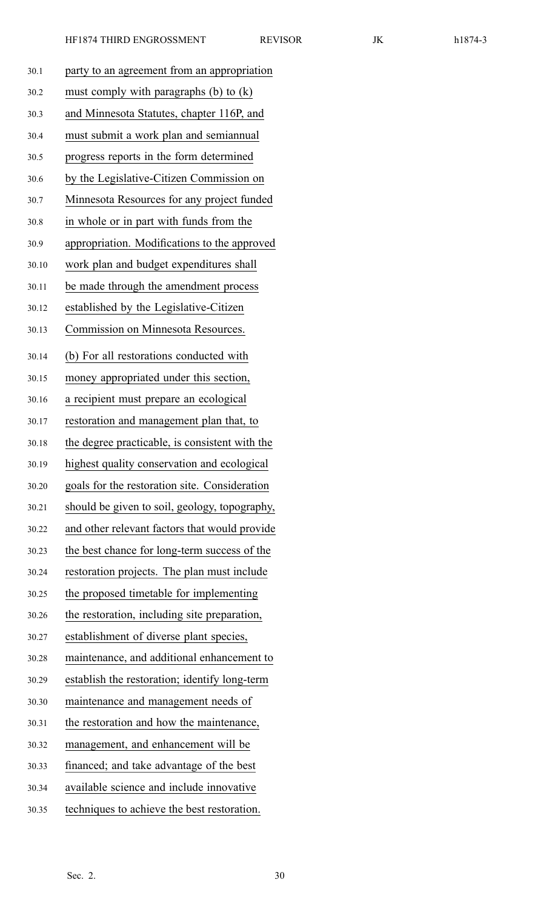party to an agreement from an appropriation must comply with paragraphs (b) to (k) and Minnesota Statutes, chapter 116P, and must submit a work plan and semiannual progress reports in the form determined by the Legislative-Citizen Commission on Minnesota Resources for any project funded in whole or in part with funds from the appropriation. Modifications to the approved work plan and budget expenditures shall be made through the amendment process established by the Legislative-Citizen Commission on Minnesota Resources.

(b) For all restorations conducted with money appropriated under this section, a recipient must prepare an ecological restoration and management plan that, to the degree practicable, is consistent with the highest quality conservation and ecological goals for the restoration site. Consideration should be given to soil, geology, topography, and other relevant factors that would provide the best chance for long-term success of the restoration projects. The plan must include the proposed timetable for implementing the restoration, including site preparation, establishment of diverse plant species, maintenance, and additional enhancement to establish the restoration; identify long-term maintenance and management needs of the restoration and how the maintenance, management, and enhancement will be financed; and take advantage of the best available science and include innovative techniques to achieve the best restoration.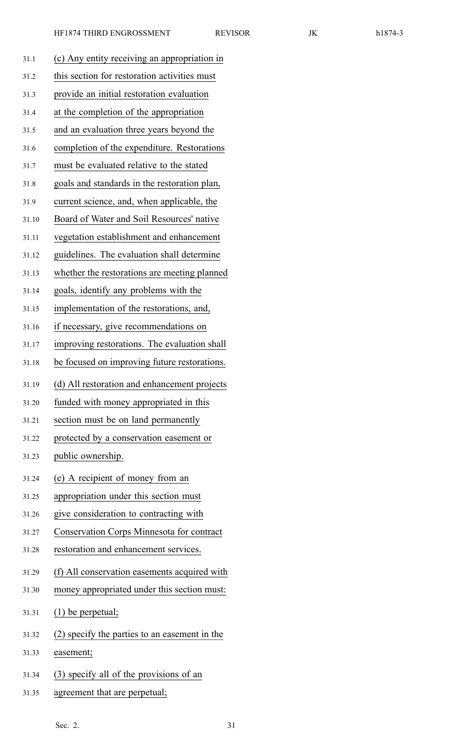(c) Any entity receiving an appropriation in this section for restoration activities must provide an initial restoration evaluation at the completion of the appropriation and an evaluation three years beyond the completion of the expenditure. Restorations must be evaluated relative to the stated goals and standards in the restoration plan, current science, and, when applicable, the Board of Water and Soil Resources' native vegetation establishment and enhancement guidelines. The evaluation shall determine whether the restorations are meeting planned goals, identify any problems with the implementation of the restorations, and, if necessary, give recommendations on improving restorations. The evaluation shall be focused on improving future restorations.

(d) All restoration and enhancement projects funded with money appropriated in this section must be on land permanently protected by a conservation easement or public ownership.

(e) A recipient of money from an appropriation under this section must give consideration to contracting with Conservation Corps Minnesota for contract restoration and enhancement services.

(f) All conservation easements acquired with money appropriated under this section must:

(1) be perpetual;

(2) specify the parties to an easement in the easement;

(3) specify all of the provisions of an agreement that are perpetual;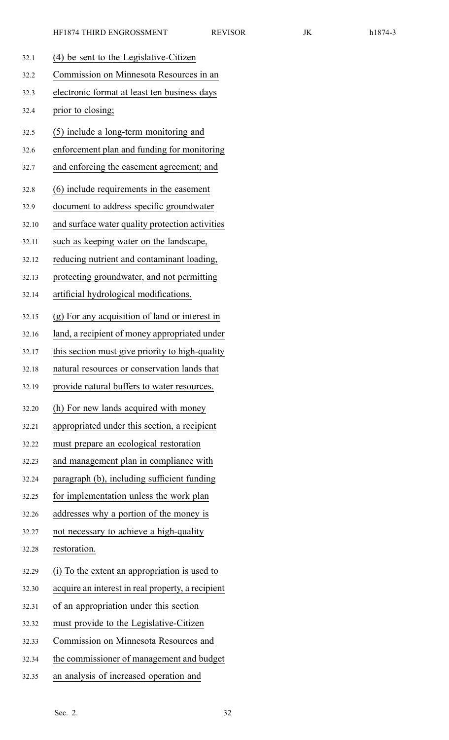(4) be sent to the Legislative-Citizen Commission on Minnesota Resources in an electronic format at least ten business days prior to closing;

(5) include a long-term monitoring and enforcement plan and funding for monitoring and enforcing the easement agreement; and

(6) include requirements in the easement document to address specific groundwater and surface water quality protection activities such as keeping water on the landscape, reducing nutrient and contaminant loading, protecting groundwater, and not permitting artificial hydrological modifications.

(g) For any acquisition of land or interest in land, a recipient of money appropriated under this section must give priority to high-quality natural resources or conservation lands that provide natural buffers to water resources.

(h) For new lands acquired with money appropriated under this section, a recipient must prepare an ecological restoration and management plan in compliance with paragraph (b), including sufficient funding for implementation unless the work plan addresses why a portion of the money is not necessary to achieve a high-quality restoration.

(i) To the extent an appropriation is used to acquire an interest in real property, a recipient of an appropriation under this section must provide to the Legislative-Citizen Commission on Minnesota Resources and the commissioner of management and budget an analysis of increased operation and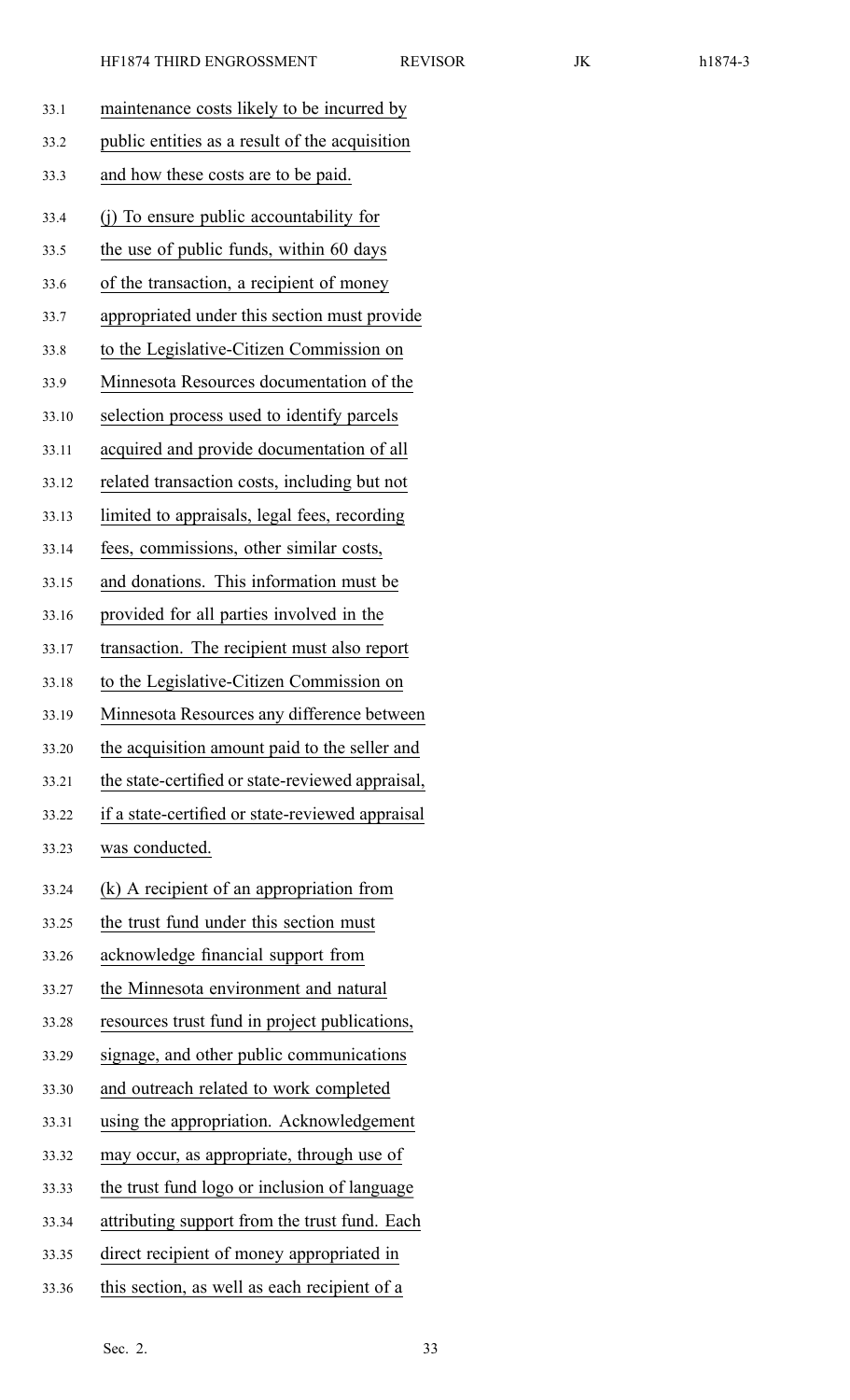maintenance costs likely to be incurred by public entities as a result of the acquisition and how these costs are to be paid.

(j) To ensure public accountability for the use of public funds, within 60 days of the transaction, a recipient of money appropriated under this section must provide to the Legislative-Citizen Commission on Minnesota Resources documentation of the selection process used to identify parcels acquired and provide documentation of all related transaction costs, including but not limited to appraisals, legal fees, recording fees, commissions, other similar costs, and donations. This information must be provided for all parties involved in the transaction. The recipient must also report to the Legislative-Citizen Commission on Minnesota Resources any difference between the acquisition amount paid to the seller and the state-certified or state-reviewed appraisal, if a state-certified or state-reviewed appraisal was conducted.

(k) A recipient of an appropriation from the trust fund under this section must acknowledge financial support from the Minnesota environment and natural resources trust fund in project publications, signage, and other public communications and outreach related to work completed using the appropriation. Acknowledgement may occur, as appropriate, through use of the trust fund logo or inclusion of language attributing support from the trust fund. Each direct recipient of money appropriated in this section, as well as each recipient of a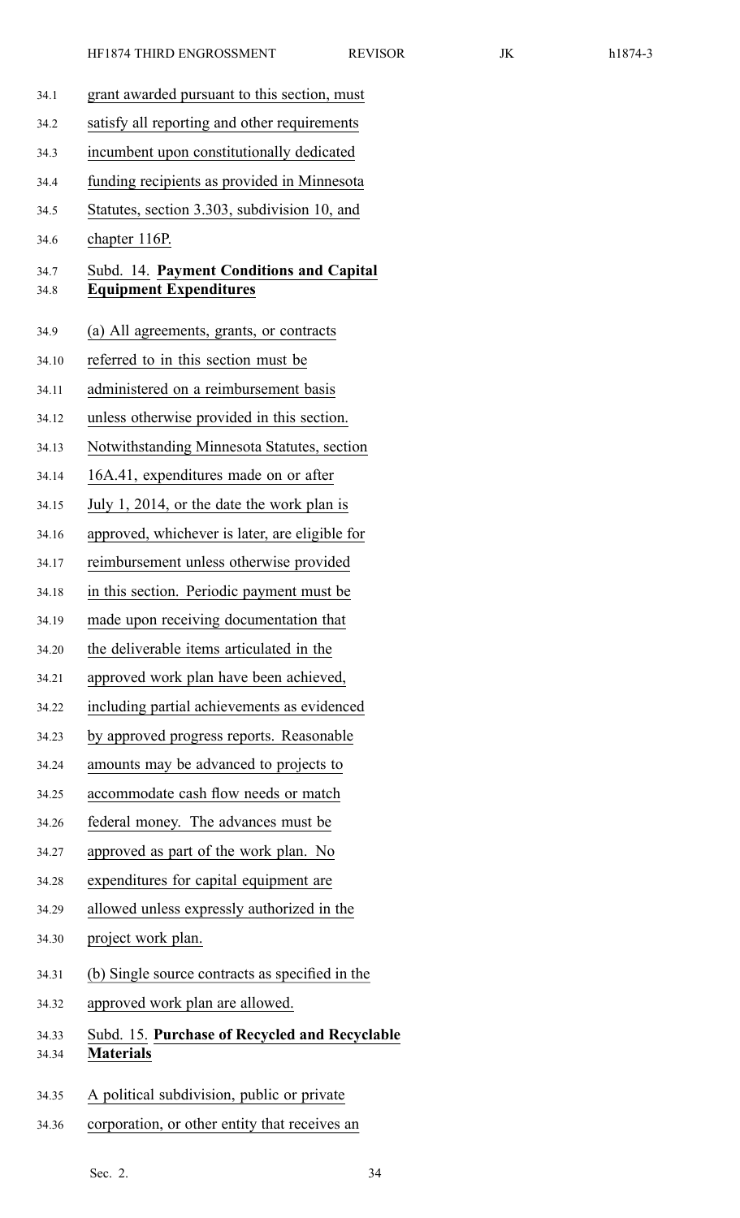grant awarded pursuant to this section, must satisfy all reporting and other requirements incumbent upon constitutionally dedicated funding recipients as provided in Minnesota Statutes, section 3.303, subdivision 10, and chapter 116P.

Subd. 14. **Payment Conditions and Capital Equipment Expenditures**

(a) All agreements, grants, or contracts referred to in this section must be administered on a reimbursement basis unless otherwise provided in this section. Notwithstanding Minnesota Statutes, section 16A.41, expenditures made on or after July 1, 2014, or the date the work plan is approved, whichever is later, are eligible for reimbursement unless otherwise provided in this section. Periodic payment must be made upon receiving documentation that the deliverable items articulated in the approved work plan have been achieved, including partial achievements as evidenced by approved progress reports. Reasonable amounts may be advanced to projects to accommodate cash flow needs or match federal money. The advances must be approved as part of the work plan. No expenditures for capital equipment are allowed unless expressly authorized in the project work plan.

(b) Single source contracts as specified in the approved work plan are allowed.

Subd. 15. **Purchase of Recycled and Recyclable Materials**

A political subdivision, public or private corporation, or other entity that receives an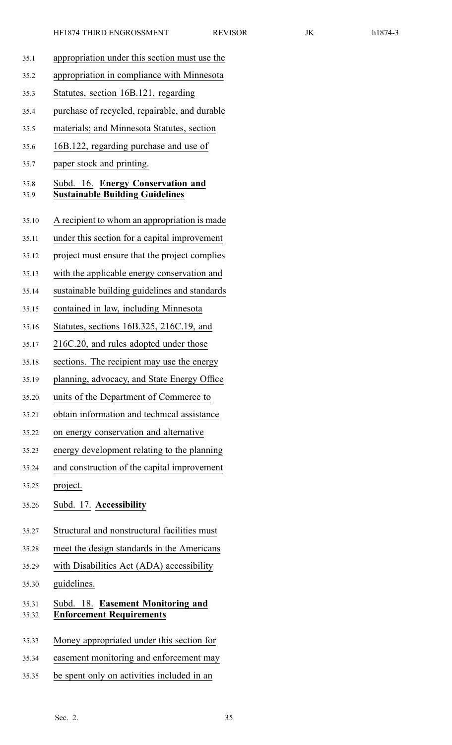appropriation under this section must use the appropriation in compliance with Minnesota Statutes, section 16B.121, regarding purchase of recycled, repairable, and durable materials; and Minnesota Statutes, section 16B.122, regarding purchase and use of paper stock and printing.

Subd. 16. **Energy Conservation and Sustainable Building Guidelines**

A recipient to whom an appropriation is made under this section for a capital improvement project must ensure that the project complies with the applicable energy conservation and sustainable building guidelines and standards contained in law, including Minnesota Statutes, sections 16B.325, 216C.19, and 216C.20, and rules adopted under those sections. The recipient may use the energy planning, advocacy, and State Energy Office units of the Department of Commerce to obtain information and technical assistance on energy conservation and alternative energy development relating to the planning and construction of the capital improvement project.

Subd. 17. **Accessibility**

Structural and nonstructural facilities must meet the design standards in the Americans with Disabilities Act (ADA) accessibility guidelines.

Subd. 18. **Easement Monitoring and Enforcement Requirements**

Money appropriated under this section for easement monitoring and enforcement may be spent only on activities included in an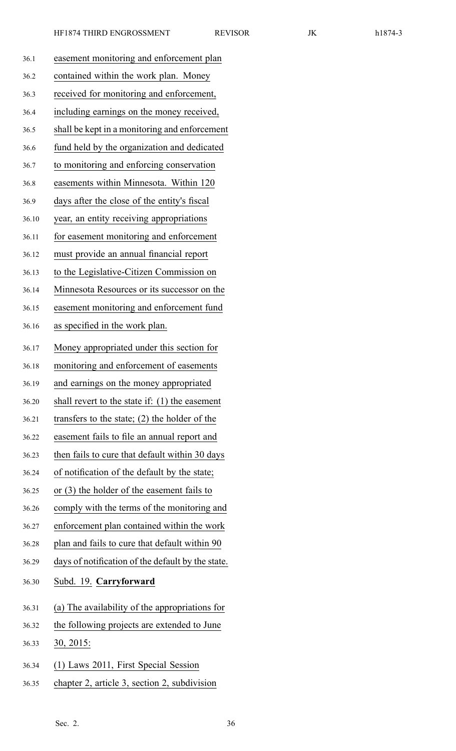easement monitoring and enforcement plan contained within the work plan. Money received for monitoring and enforcement, including earnings on the money received, shall be kept in a monitoring and enforcement fund held by the organization and dedicated to monitoring and enforcing conservation easements within Minnesota. Within 120 days after the close of the entity's fiscal year, an entity receiving appropriations for easement monitoring and enforcement must provide an annual financial report to the Legislative-Citizen Commission on Minnesota Resources or its successor on the easement monitoring and enforcement fund as specified in the work plan.

Money appropriated under this section for monitoring and enforcement of easements and earnings on the money appropriated shall revert to the state if: (1) the easement transfers to the state; (2) the holder of the easement fails to file an annual report and then fails to cure that default within 30 days of notification of the default by the state; or (3) the holder of the easement fails to comply with the terms of the monitoring and enforcement plan contained within the work plan and fails to cure that default within 90 days of notification of the default by the state.

Subd. 19. **Carryforward**

(a) The availability of the appropriations for the following projects are extended to June 30, 2015:

(1) Laws 2011, First Special Session chapter 2, article 3, section 2, subdivision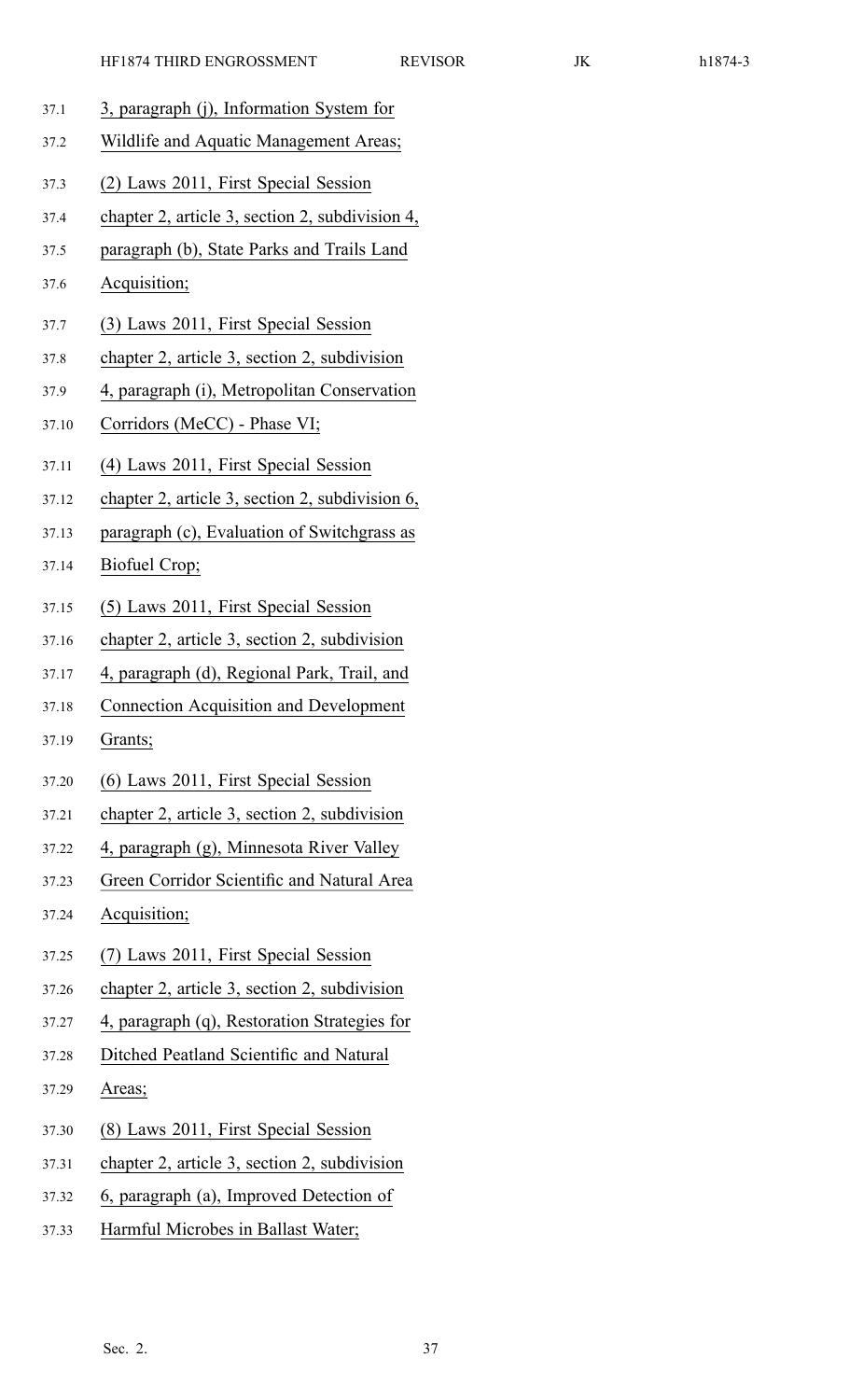3, paragraph (j), Information System for Wildlife and Aquatic Management Areas;

(2) Laws 2011, First Special Session chapter 2, article 3, section 2, subdivision 4, paragraph (b), State Parks and Trails Land Acquisition;

(3) Laws 2011, First Special Session chapter 2, article 3, section 2, subdivision 4, paragraph (i), Metropolitan Conservation Corridors (MeCC) - Phase VI;

(4) Laws 2011, First Special Session chapter 2, article 3, section 2, subdivision 6, paragraph (c), Evaluation of Switchgrass as Biofuel Crop;

(5) Laws 2011, First Special Session chapter 2, article 3, section 2, subdivision 4, paragraph (d), Regional Park, Trail, and Connection Acquisition and Development Grants;

(6) Laws 2011, First Special Session chapter 2, article 3, section 2, subdivision 4, paragraph (g), Minnesota River Valley Green Corridor Scientific and Natural Area Acquisition;

(7) Laws 2011, First Special Session chapter 2, article 3, section 2, subdivision 4, paragraph (q), Restoration Strategies for Ditched Peatland Scientific and Natural Areas;

(8) Laws 2011, First Special Session chapter 2, article 3, section 2, subdivision 6, paragraph (a), Improved Detection of Harmful Microbes in Ballast Water;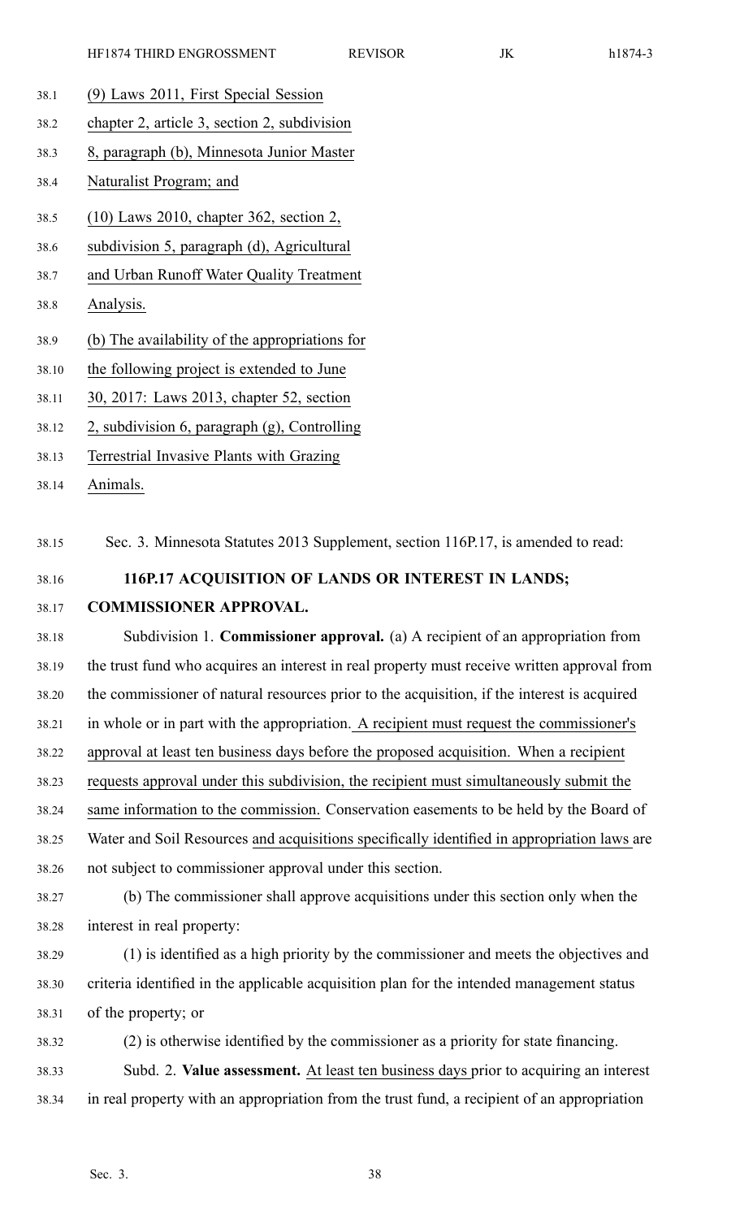(9) Laws 2011, First Special Session chapter 2, article 3, section 2, subdivision 8, paragraph (b), Minnesota Junior Master Naturalist Program; and

(10) Laws 2010, chapter 362, section 2, subdivision 5, paragraph (d), Agricultural and Urban Runoff Water Quality Treatment Analysis.

(b) The availability of the appropriations for the following project is extended to June 30, 2017: Laws 2013, chapter 52, section 2, subdivision 6, paragraph (g), Controlling Terrestrial Invasive Plants with Grazing Animals.

Sec. 3. Minnesota Statutes 2013 Supplement, section 116P.17, is amended to read:

**116P.17 ACQUISITION OF LANDS OR INTEREST IN LANDS; COMMISSIONER APPROVAL.**

Subdivision 1. **Commissioner approval.** (a) A recipient of an appropriation from the trust fund who acquires an interest in real property must receive written approval from the commissioner of natural resources prior to the acquisition, if the interest is acquired in whole or in part with the appropriation. A recipient must request the commissioner's approval at least ten business days before the proposed acquisition. When a recipient requests approval under this subdivision, the recipient must simultaneously submit the same information to the commission. Conservation easements to be held by the Board of Water and Soil Resources and acquisitions specifically identified in appropriation laws are not subject to commissioner approval under this section.

(b) The commissioner shall approve acquisitions under this section only when the interest in real property:

(1) is identified as a high priority by the commissioner and meets the objectives and criteria identified in the applicable acquisition plan for the intended management status of the property; or

(2) is otherwise identified by the commissioner as a priority for state financing.

Subd. 2. **Value assessment.** At least ten business days prior to acquiring an interest in real property with an appropriation from the trust fund, a recipient of an appropriation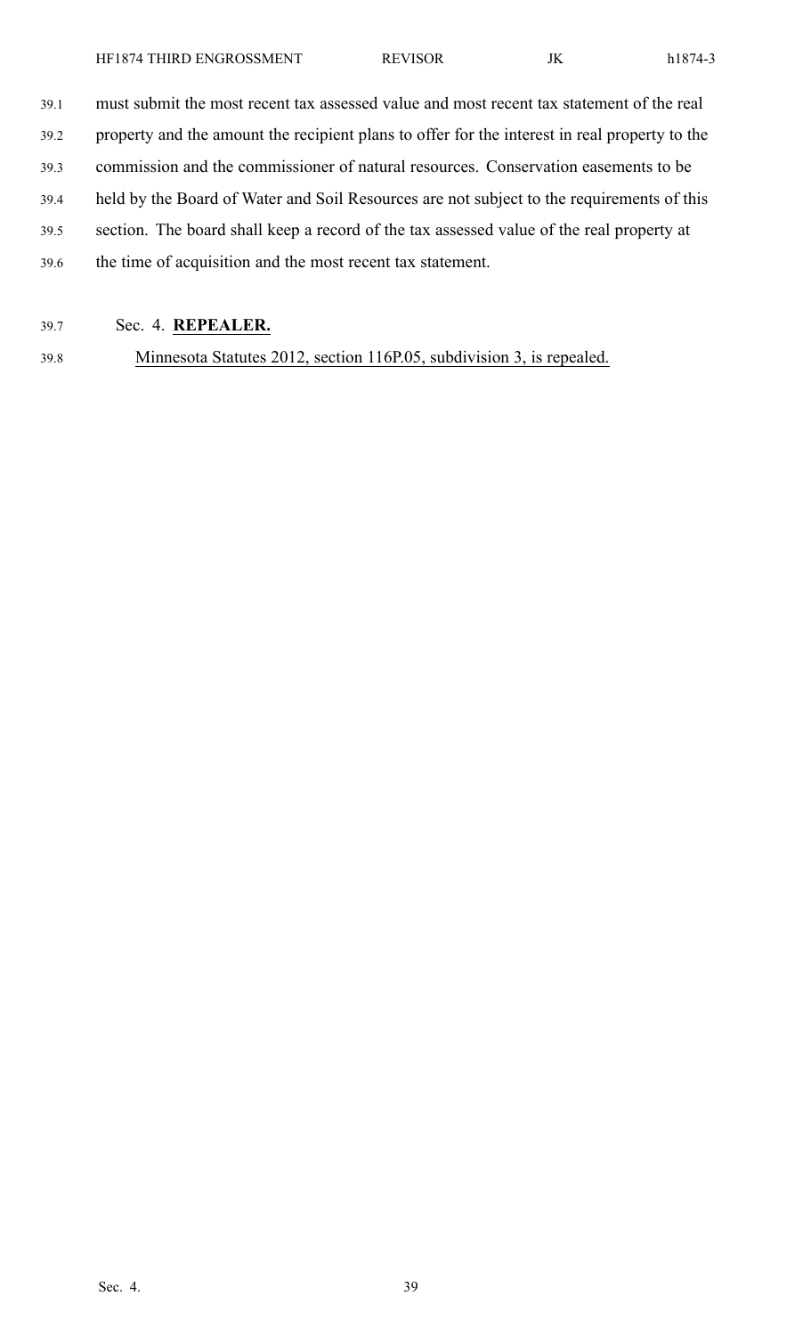must submit the most recent tax assessed value and most recent tax statement of the real property and the amount the recipient plans to offer for the interest in real property to the commission and the commissioner of natural resources. Conservation easements to be held by the Board of Water and Soil Resources are not subject to the requirements of this section. The board shall keep a record of the tax assessed value of the real property at the time of acquisition and the most recent tax statement.

Sec. 4. **REPEALER.**

Minnesota Statutes 2012, section 116P.05, subdivision 3, is repealed.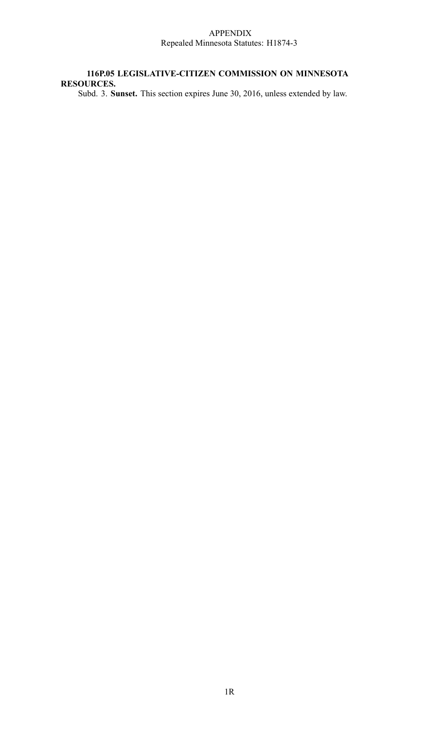APPENDIX
Repealed Minnesota Statutes: H1874-3

**116P.05 LEGISLATIVE-CITIZEN COMMISSION ON MINNESOTA RESOURCES.**

Subd. 3. **Sunset.** This section expires June 30, 2016, unless extended by law.